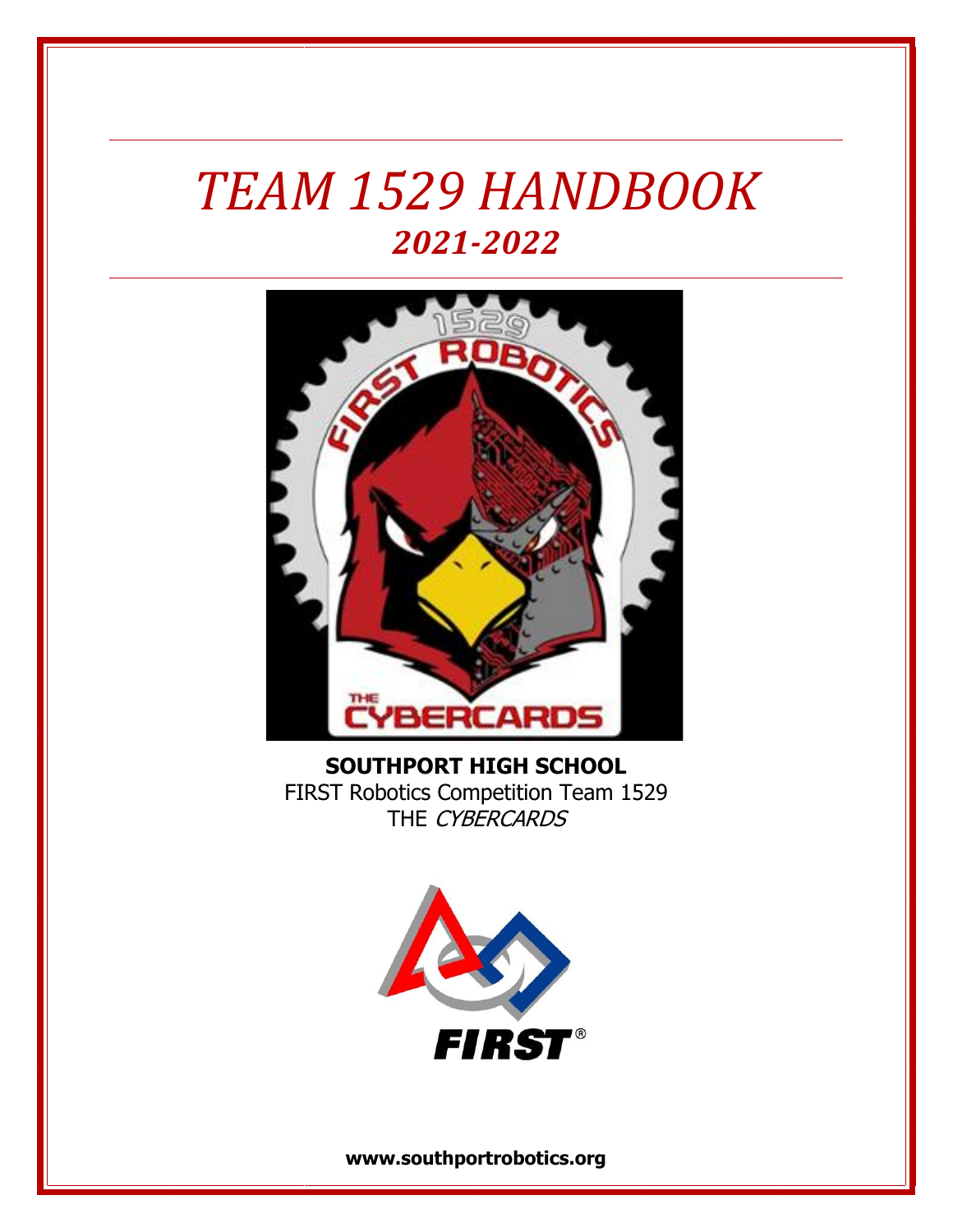# *TEAM 1529 HANDBOOK*

## ***2021-2022***

**SOUTHPORT HIGH SCHOOL**
FIRST Robotics Competition Team 1529
THE *CYBERCARDS*

**www.southportrobotics.org**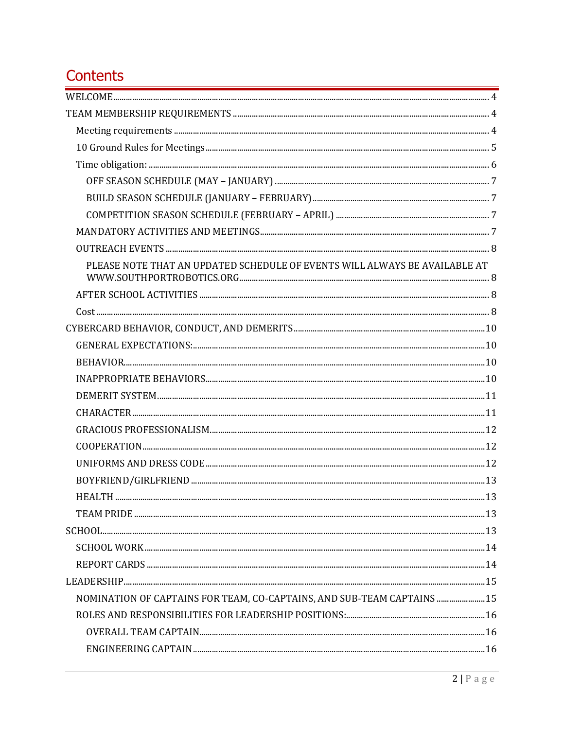# Contents

- WELCOME ..... 4
- TEAM MEMBERSHIP REQUIREMENTS ..... 4
  - Meeting requirements ..... 4
  - 10 Ground Rules for Meetings ..... 5
  - Time obligation: ..... 6
    - OFF SEASON SCHEDULE (MAY – JANUARY) ..... 7
    - BUILD SEASON SCHEDULE (JANUARY – FEBRUARY) ..... 7
    - COMPETITION SEASON SCHEDULE (FEBRUARY – APRIL) ..... 7
  - MANDATORY ACTIVITIES AND MEETINGS ..... 7
  - OUTREACH EVENTS ..... 8
    - PLEASE NOTE THAT AN UPDATED SCHEDULE OF EVENTS WILL ALWAYS BE AVAILABLE AT WWW.SOUTHPORTROBOTICS.ORG ..... 8
  - AFTER SCHOOL ACTIVITIES ..... 8
  - Cost ..... 8
- CYBERCARD BEHAVIOR, CONDUCT, AND DEMERITS ..... 10
  - GENERAL EXPECTATIONS: ..... 10
  - BEHAVIOR ..... 10
  - INAPPROPRIATE BEHAVIORS ..... 10
  - DEMERIT SYSTEM ..... 11
  - CHARACTER ..... 11
  - GRACIOUS PROFESSIONALISM ..... 12
  - COOPERATION ..... 12
  - UNIFORMS AND DRESS CODE ..... 12
  - BOYFRIEND/GIRLFRIEND ..... 13
  - HEALTH ..... 13
  - TEAM PRIDE ..... 13
- SCHOOL ..... 13
  - SCHOOL WORK ..... 14
  - REPORT CARDS ..... 14
- LEADERSHIP ..... 15
  - NOMINATION OF CAPTAINS FOR TEAM, CO-CAPTAINS, AND SUB-TEAM CAPTAINS ..... 15
  - ROLES AND RESPONSIBILITIES FOR LEADERSHIP POSITIONS: ..... 16
    - OVERALL TEAM CAPTAIN ..... 16
    - ENGINEERING CAPTAIN ..... 16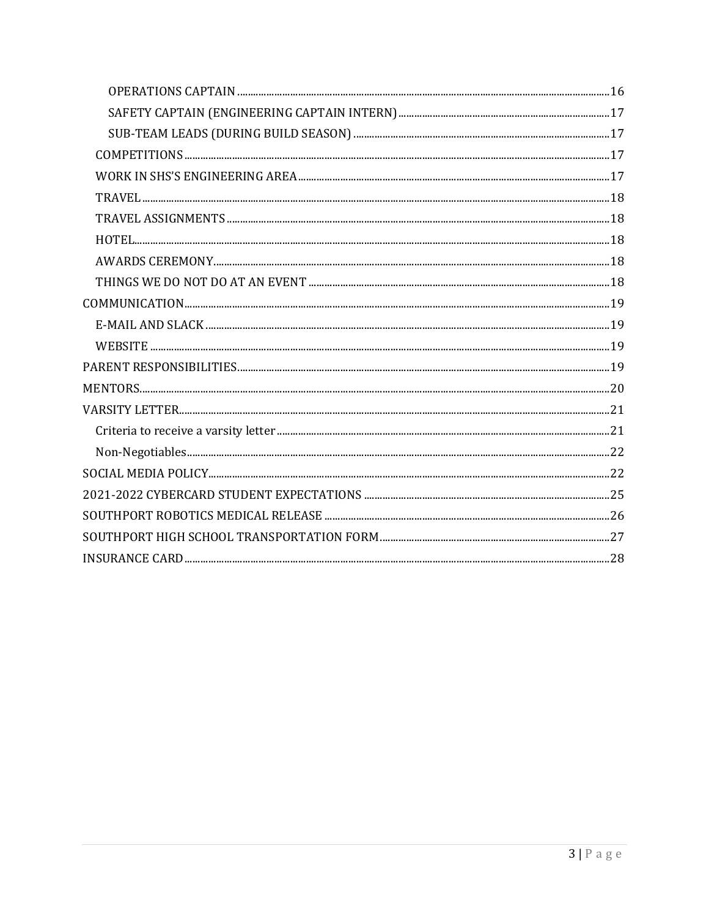- OPERATIONS CAPTAIN ........ 16
- SAFETY CAPTAIN (ENGINEERING CAPTAIN INTERN) ........ 17
- SUB-TEAM LEADS (DURING BUILD SEASON) ........ 17

COMPETITIONS ........ 17

WORK IN SHS'S ENGINEERING AREA ........ 17

TRAVEL ........ 18

TRAVEL ASSIGNMENTS ........ 18

HOTEL ........ 18

AWARDS CEREMONY ........ 18

THINGS WE DO NOT DO AT AN EVENT ........ 18

COMMUNICATION ........ 19

E-MAIL AND SLACK ........ 19

WEBSITE ........ 19

PARENT RESPONSIBILITIES ........ 19

MENTORS ........ 20

VARSITY LETTER ........ 21

Criteria to receive a varsity letter ........ 21

Non-Negotiables ........ 22

SOCIAL MEDIA POLICY ........ 22

2021-2022 CYBERCARD STUDENT EXPECTATIONS ........ 25

SOUTHPORT ROBOTICS MEDICAL RELEASE ........ 26

SOUTHPORT HIGH SCHOOL TRANSPORTATION FORM ........ 27

INSURANCE CARD ........ 28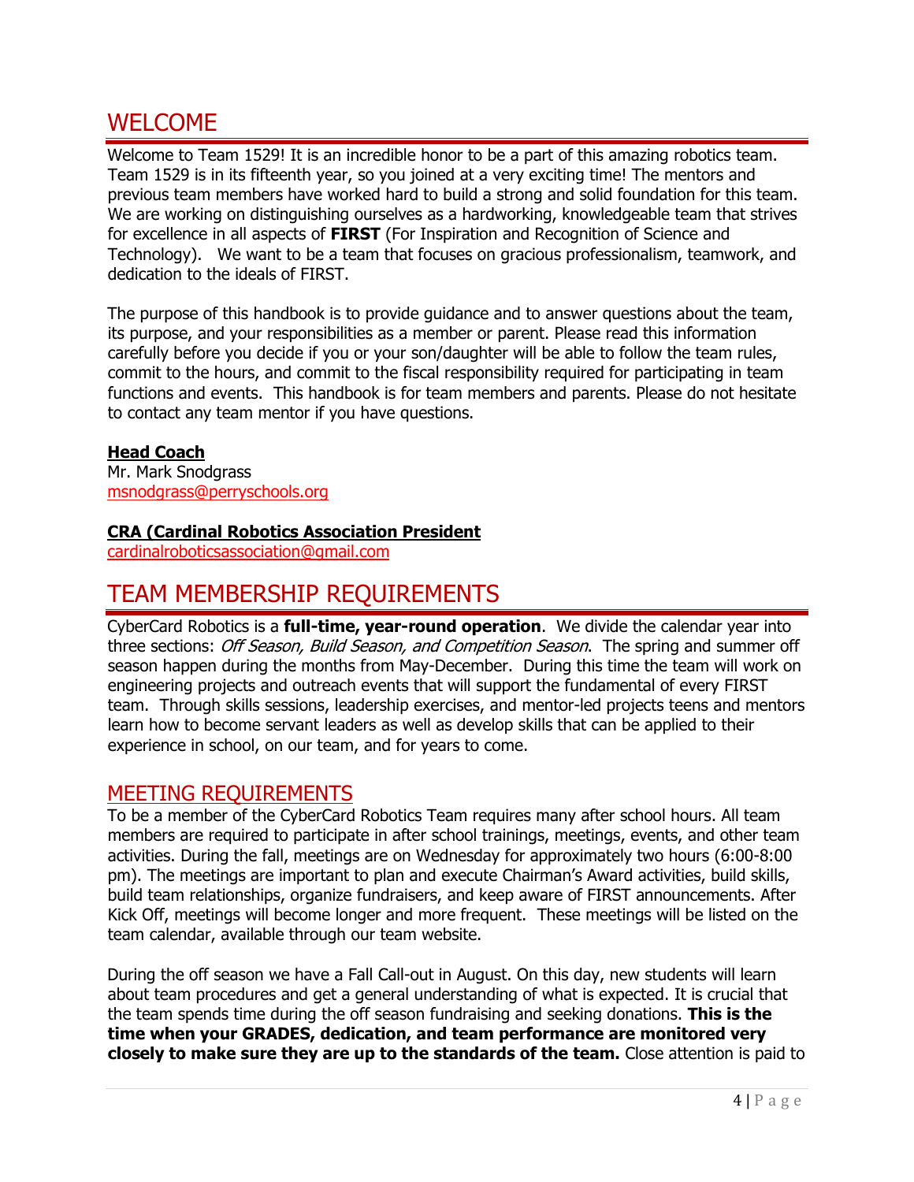# WELCOME

Welcome to Team 1529! It is an incredible honor to be a part of this amazing robotics team. Team 1529 is in its fifteenth year, so you joined at a very exciting time! The mentors and previous team members have worked hard to build a strong and solid foundation for this team. We are working on distinguishing ourselves as a hardworking, knowledgeable team that strives for excellence in all aspects of **FIRST** (For Inspiration and Recognition of Science and Technology). We want to be a team that focuses on gracious professionalism, teamwork, and dedication to the ideals of FIRST.

The purpose of this handbook is to provide guidance and to answer questions about the team, its purpose, and your responsibilities as a member or parent. Please read this information carefully before you decide if you or your son/daughter will be able to follow the team rules, commit to the hours, and commit to the fiscal responsibility required for participating in team functions and events. This handbook is for team members and parents. Please do not hesitate to contact any team mentor if you have questions.

**Head Coach**
Mr. Mark Snodgrass
msnodgrass@perryschools.org

**CRA (Cardinal Robotics Association President**
cardinalroboticsassociation@gmail.com

# TEAM MEMBERSHIP REQUIREMENTS

CyberCard Robotics is a **full-time, year-round operation**. We divide the calendar year into three sections: *Off Season, Build Season, and Competition Season*. The spring and summer off season happen during the months from May-December. During this time the team will work on engineering projects and outreach events that will support the fundamental of every FIRST team. Through skills sessions, leadership exercises, and mentor-led projects teens and mentors learn how to become servant leaders as well as develop skills that can be applied to their experience in school, on our team, and for years to come.

## MEETING REQUIREMENTS

To be a member of the CyberCard Robotics Team requires many after school hours. All team members are required to participate in after school trainings, meetings, events, and other team activities. During the fall, meetings are on Wednesday for approximately two hours (6:00-8:00 pm). The meetings are important to plan and execute Chairman's Award activities, build skills, build team relationships, organize fundraisers, and keep aware of FIRST announcements. After Kick Off, meetings will become longer and more frequent. These meetings will be listed on the team calendar, available through our team website.

During the off season we have a Fall Call-out in August. On this day, new students will learn about team procedures and get a general understanding of what is expected. It is crucial that the team spends time during the off season fundraising and seeking donations. **This is the time when your GRADES, dedication, and team performance are monitored very closely to make sure they are up to the standards of the team.** Close attention is paid to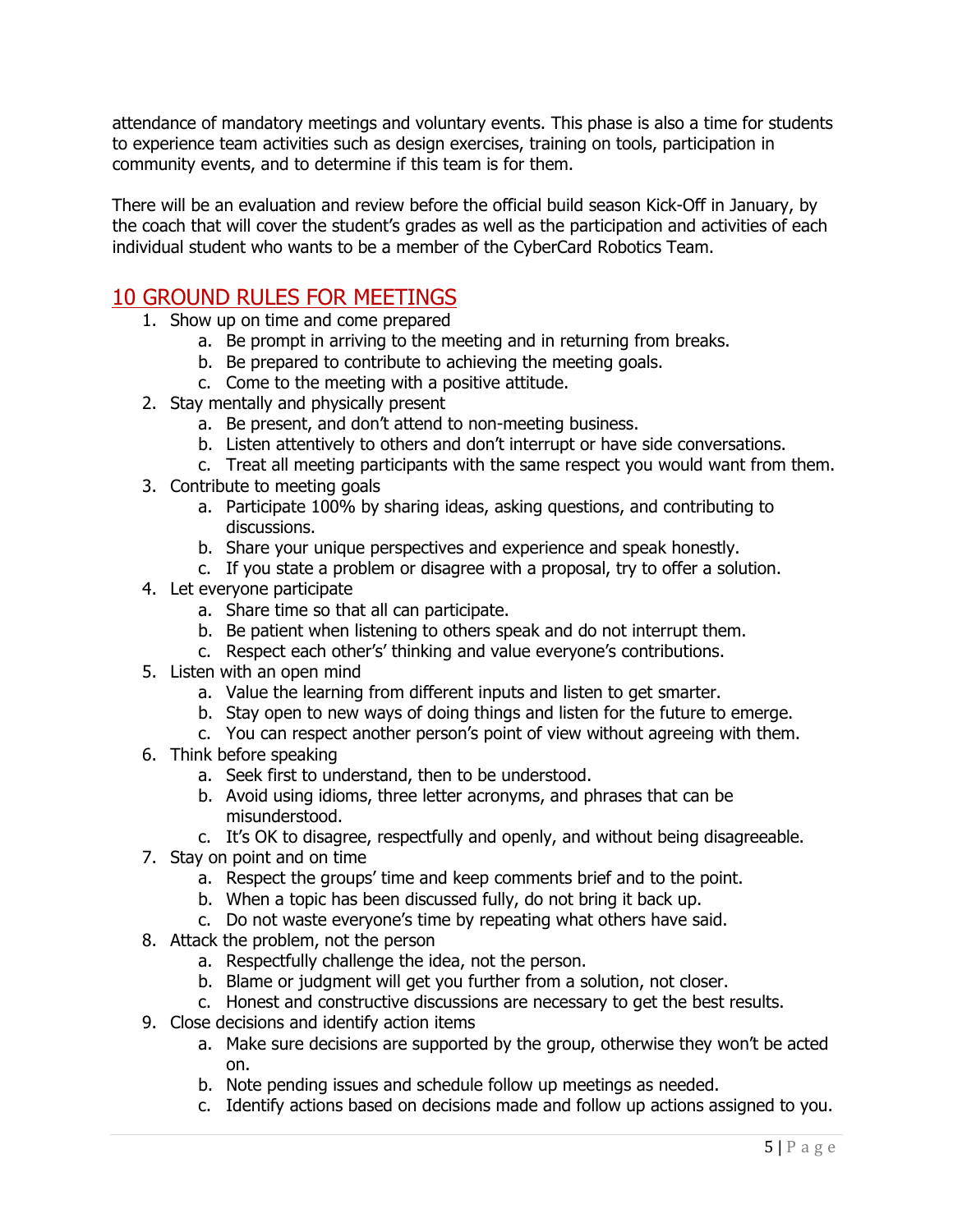attendance of mandatory meetings and voluntary events. This phase is also a time for students to experience team activities such as design exercises, training on tools, participation in community events, and to determine if this team is for them.

There will be an evaluation and review before the official build season Kick-Off in January, by the coach that will cover the student's grades as well as the participation and activities of each individual student who wants to be a member of the CyberCard Robotics Team.

## 10 GROUND RULES FOR MEETINGS

1. Show up on time and come prepared
    a. Be prompt in arriving to the meeting and in returning from breaks.
    b. Be prepared to contribute to achieving the meeting goals.
    c. Come to the meeting with a positive attitude.
2. Stay mentally and physically present
    a. Be present, and don't attend to non-meeting business.
    b. Listen attentively to others and don't interrupt or have side conversations.
    c. Treat all meeting participants with the same respect you would want from them.
3. Contribute to meeting goals
    a. Participate 100% by sharing ideas, asking questions, and contributing to discussions.
    b. Share your unique perspectives and experience and speak honestly.
    c. If you state a problem or disagree with a proposal, try to offer a solution.
4. Let everyone participate
    a. Share time so that all can participate.
    b. Be patient when listening to others speak and do not interrupt them.
    c. Respect each other's' thinking and value everyone's contributions.
5. Listen with an open mind
    a. Value the learning from different inputs and listen to get smarter.
    b. Stay open to new ways of doing things and listen for the future to emerge.
    c. You can respect another person's point of view without agreeing with them.
6. Think before speaking
    a. Seek first to understand, then to be understood.
    b. Avoid using idioms, three letter acronyms, and phrases that can be misunderstood.
    c. It's OK to disagree, respectfully and openly, and without being disagreeable.
7. Stay on point and on time
    a. Respect the groups' time and keep comments brief and to the point.
    b. When a topic has been discussed fully, do not bring it back up.
    c. Do not waste everyone's time by repeating what others have said.
8. Attack the problem, not the person
    a. Respectfully challenge the idea, not the person.
    b. Blame or judgment will get you further from a solution, not closer.
    c. Honest and constructive discussions are necessary to get the best results.
9. Close decisions and identify action items
    a. Make sure decisions are supported by the group, otherwise they won't be acted on.
    b. Note pending issues and schedule follow up meetings as needed.
    c. Identify actions based on decisions made and follow up actions assigned to you.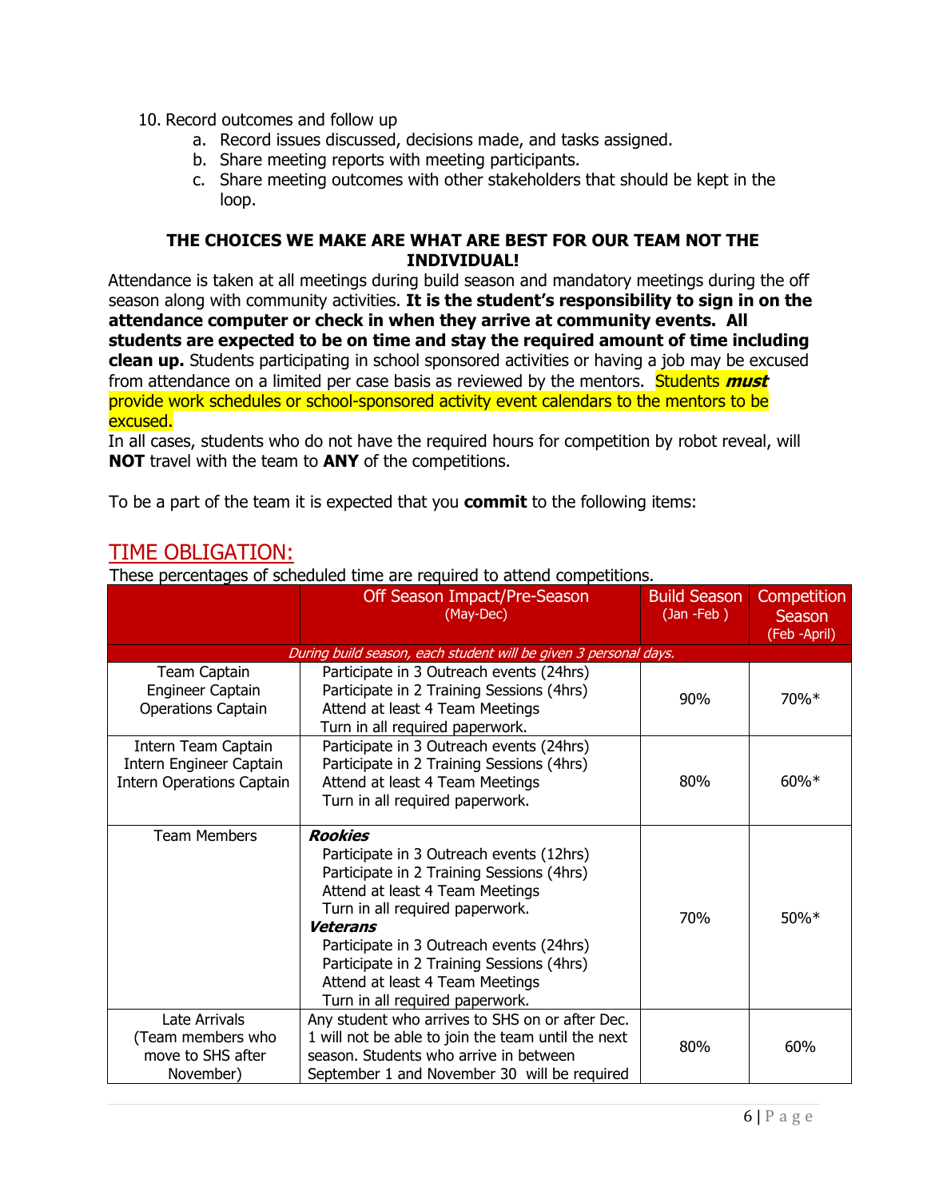10. Record outcomes and follow up
    a. Record issues discussed, decisions made, and tasks assigned.
    b. Share meeting reports with meeting participants.
    c. Share meeting outcomes with other stakeholders that should be kept in the loop.

**THE CHOICES WE MAKE ARE WHAT ARE BEST FOR OUR TEAM NOT THE INDIVIDUAL!**

Attendance is taken at all meetings during build season and mandatory meetings during the off season along with community activities. **It is the student's responsibility to sign in on the attendance computer or check in when they arrive at community events. All students are expected to be on time and stay the required amount of time including clean up.** Students participating in school sponsored activities or having a job may be excused from attendance on a limited per case basis as reviewed by the mentors. Students ***must*** provide work schedules or school-sponsored activity event calendars to the mentors to be excused.

In all cases, students who do not have the required hours for competition by robot reveal, will **NOT** travel with the team to **ANY** of the competitions.

To be a part of the team it is expected that you **commit** to the following items:

## TIME OBLIGATION:

These percentages of scheduled time are required to attend competitions.

| | Off Season Impact/Pre-Season (May-Dec) | Build Season (Jan -Feb ) | Competition Season (Feb -April) |
|---|---|---|---|
| *During build season, each student will be given 3 personal days.* | | | |
| Team Captain<br>Engineer Captain<br>Operations Captain | Participate in 3 Outreach events (24hrs)<br>Participate in 2 Training Sessions (4hrs)<br>Attend at least 4 Team Meetings<br>Turn in all required paperwork. | 90% | 70%* |
| Intern Team Captain<br>Intern Engineer Captain<br>Intern Operations Captain | Participate in 3 Outreach events (24hrs)<br>Participate in 2 Training Sessions (4hrs)<br>Attend at least 4 Team Meetings<br>Turn in all required paperwork. | 80% | 60%* |
| Team Members | ***Rookies***<br>Participate in 3 Outreach events (12hrs)<br>Participate in 2 Training Sessions (4hrs)<br>Attend at least 4 Team Meetings<br>Turn in all required paperwork.<br>***Veterans***<br>Participate in 3 Outreach events (24hrs)<br>Participate in 2 Training Sessions (4hrs)<br>Attend at least 4 Team Meetings<br>Turn in all required paperwork. | 70% | 50%* |
| Late Arrivals<br>(Team members who move to SHS after November) | Any student who arrives to SHS on or after Dec. 1 will not be able to join the team until the next season. Students who arrive in between September 1 and November 30 will be required | 80% | 60% |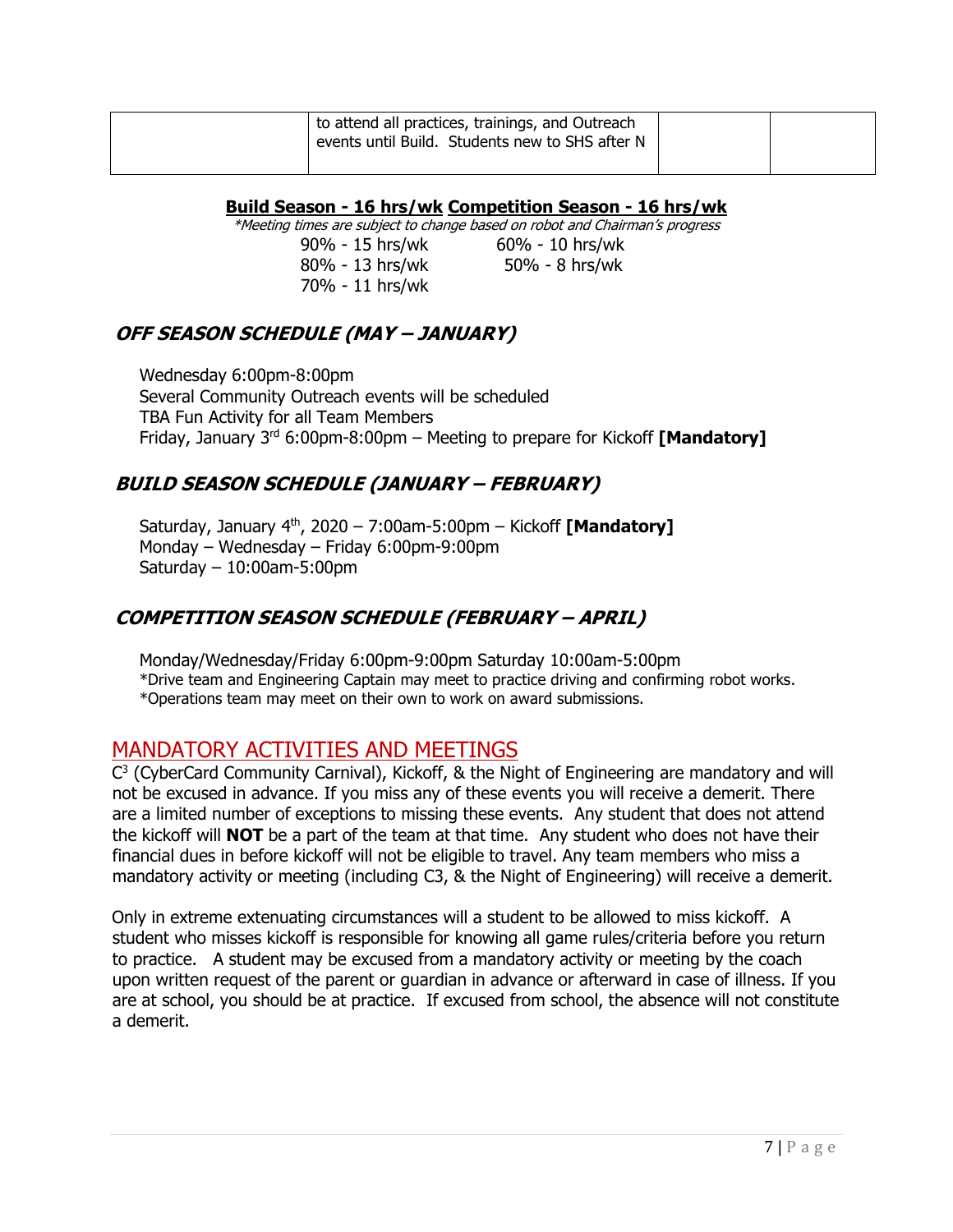|  | to attend all practices, trainings, and Outreach events until Build. Students new to SHS after N |  |  |
|---|---|---|---|

**Build Season - 16 hrs/wk** **Competition Season - 16 hrs/wk**

*\*Meeting times are subject to change based on robot and Chairman's progress*

| | |
|---|---|
| 90% - 15 hrs/wk | 60% - 10 hrs/wk |
| 80% - 13 hrs/wk | 50% - 8 hrs/wk |
| 70% - 11 hrs/wk | |

### ***OFF SEASON SCHEDULE (MAY – JANUARY)***

Wednesday 6:00pm-8:00pm
Several Community Outreach events will be scheduled
TBA Fun Activity for all Team Members
Friday, January 3rd 6:00pm-8:00pm – Meeting to prepare for Kickoff **[Mandatory]**

### ***BUILD SEASON SCHEDULE (JANUARY – FEBRUARY)***

Saturday, January 4th, 2020 – 7:00am-5:00pm – Kickoff **[Mandatory]**
Monday – Wednesday – Friday 6:00pm-9:00pm
Saturday – 10:00am-5:00pm

### ***COMPETITION SEASON SCHEDULE (FEBRUARY – APRIL)***

Monday/Wednesday/Friday 6:00pm-9:00pm Saturday 10:00am-5:00pm
*Drive team and Engineering Captain may meet to practice driving and confirming robot works.
*Operations team may meet on their own to work on award submissions.

## MANDATORY ACTIVITIES AND MEETINGS

$C^3$ (CyberCard Community Carnival), Kickoff, & the Night of Engineering are mandatory and will not be excused in advance. If you miss any of these events you will receive a demerit. There are a limited number of exceptions to missing these events. Any student that does not attend the kickoff will **NOT** be a part of the team at that time. Any student who does not have their financial dues in before kickoff will not be eligible to travel. Any team members who miss a mandatory activity or meeting (including C3, & the Night of Engineering) will receive a demerit.

Only in extreme extenuating circumstances will a student to be allowed to miss kickoff. A student who misses kickoff is responsible for knowing all game rules/criteria before you return to practice. A student may be excused from a mandatory activity or meeting by the coach upon written request of the parent or guardian in advance or afterward in case of illness. If you are at school, you should be at practice. If excused from school, the absence will not constitute a demerit.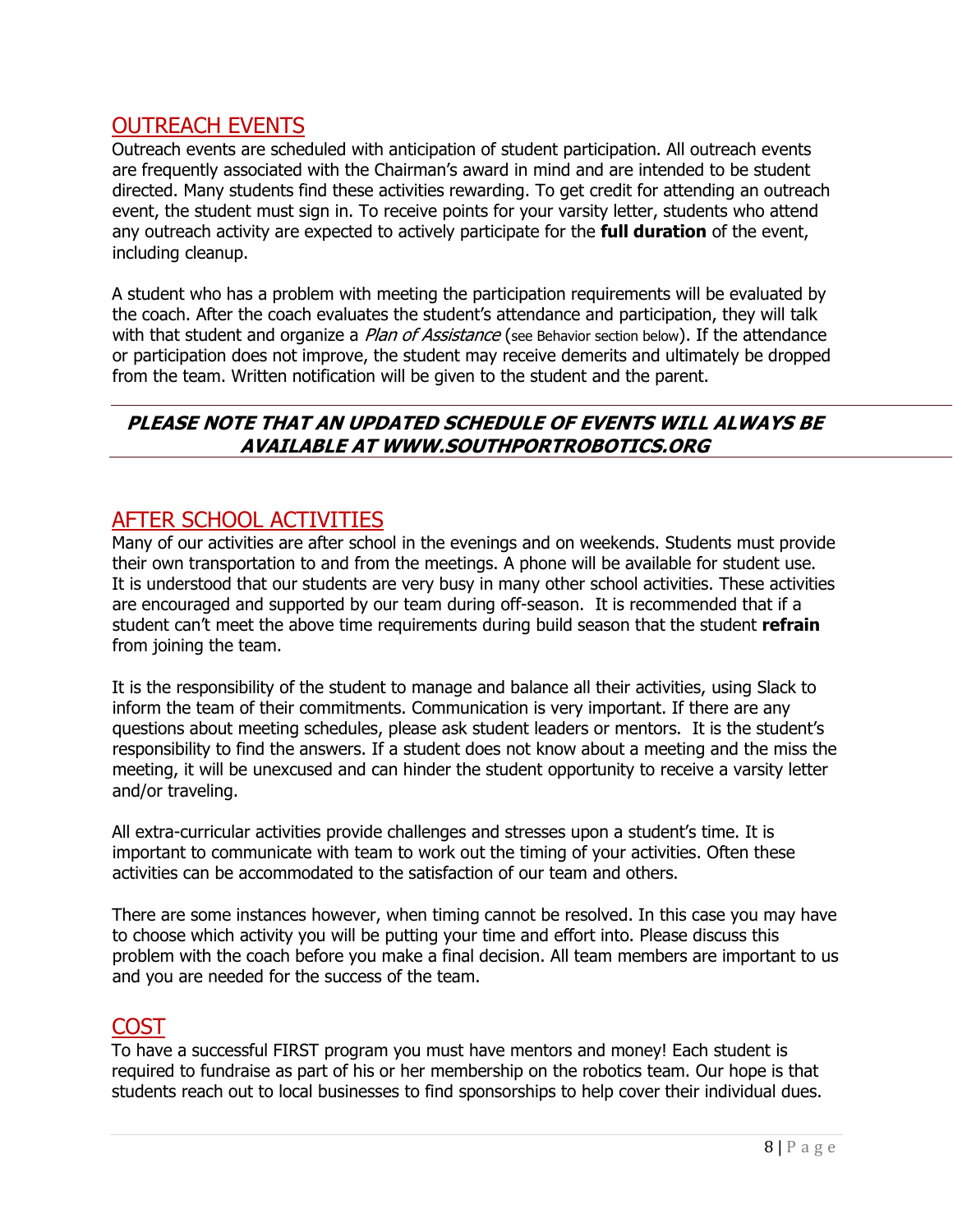## OUTREACH EVENTS

Outreach events are scheduled with anticipation of student participation. All outreach events are frequently associated with the Chairman's award in mind and are intended to be student directed. Many students find these activities rewarding. To get credit for attending an outreach event, the student must sign in. To receive points for your varsity letter, students who attend any outreach activity are expected to actively participate for the **full duration** of the event, including cleanup.

A student who has a problem with meeting the participation requirements will be evaluated by the coach. After the coach evaluates the student's attendance and participation, they will talk with that student and organize a *Plan of Assistance* (see Behavior section below). If the attendance or participation does not improve, the student may receive demerits and ultimately be dropped from the team. Written notification will be given to the student and the parent.

---

***PLEASE NOTE THAT AN UPDATED SCHEDULE OF EVENTS WILL ALWAYS BE AVAILABLE AT WWW.SOUTHPORTROBOTICS.ORG***

---

## AFTER SCHOOL ACTIVITIES

Many of our activities are after school in the evenings and on weekends. Students must provide their own transportation to and from the meetings. A phone will be available for student use. It is understood that our students are very busy in many other school activities. These activities are encouraged and supported by our team during off-season. It is recommended that if a student can't meet the above time requirements during build season that the student **refrain** from joining the team.

It is the responsibility of the student to manage and balance all their activities, using Slack to inform the team of their commitments. Communication is very important. If there are any questions about meeting schedules, please ask student leaders or mentors. It is the student's responsibility to find the answers. If a student does not know about a meeting and the miss the meeting, it will be unexcused and can hinder the student opportunity to receive a varsity letter and/or traveling.

All extra-curricular activities provide challenges and stresses upon a student's time. It is important to communicate with team to work out the timing of your activities. Often these activities can be accommodated to the satisfaction of our team and others.

There are some instances however, when timing cannot be resolved. In this case you may have to choose which activity you will be putting your time and effort into. Please discuss this problem with the coach before you make a final decision. All team members are important to us and you are needed for the success of the team.

## COST

To have a successful FIRST program you must have mentors and money! Each student is required to fundraise as part of his or her membership on the robotics team. Our hope is that students reach out to local businesses to find sponsorships to help cover their individual dues.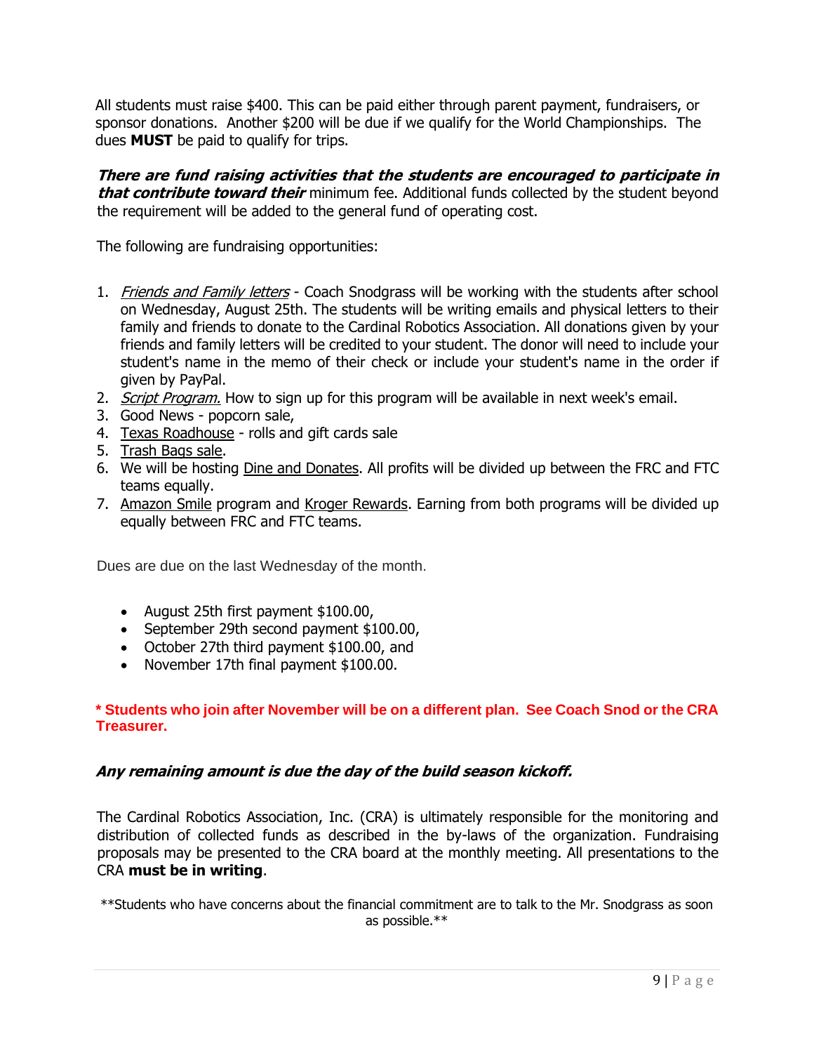All students must raise $400. This can be paid either through parent payment, fundraisers, or sponsor donations. Another $200 will be due if we qualify for the World Championships. The dues **MUST** be paid to qualify for trips.

***There are fund raising activities that the students are encouraged to participate in that contribute toward their*** minimum fee. Additional funds collected by the student beyond the requirement will be added to the general fund of operating cost.

The following are fundraising opportunities:

1. *Friends and Family letters* - Coach Snodgrass will be working with the students after school on Wednesday, August 25th. The students will be writing emails and physical letters to their family and friends to donate to the Cardinal Robotics Association. All donations given by your friends and family letters will be credited to your student. The donor will need to include your student's name in the memo of their check or include your student's name in the order if given by PayPal.
2. *Script Program.* How to sign up for this program will be available in next week's email.
3. Good News - popcorn sale,
4. Texas Roadhouse - rolls and gift cards sale
5. Trash Bags sale.
6. We will be hosting Dine and Donates. All profits will be divided up between the FRC and FTC teams equally.
7. Amazon Smile program and Kroger Rewards. Earning from both programs will be divided up equally between FRC and FTC teams.

Dues are due on the last Wednesday of the month.

- August 25th first payment $100.00,
- September 29th second payment $100.00,
- October 27th third payment $100.00, and
- November 17th final payment $100.00.

**\* Students who join after November will be on a different plan. See Coach Snod or the CRA Treasurer.**

***Any remaining amount is due the day of the build season kickoff.***

The Cardinal Robotics Association, Inc. (CRA) is ultimately responsible for the monitoring and distribution of collected funds as described in the by-laws of the organization. Fundraising proposals may be presented to the CRA board at the monthly meeting. All presentations to the CRA **must be in writing**.

\*\*Students who have concerns about the financial commitment are to talk to the Mr. Snodgrass as soon as possible.\*\*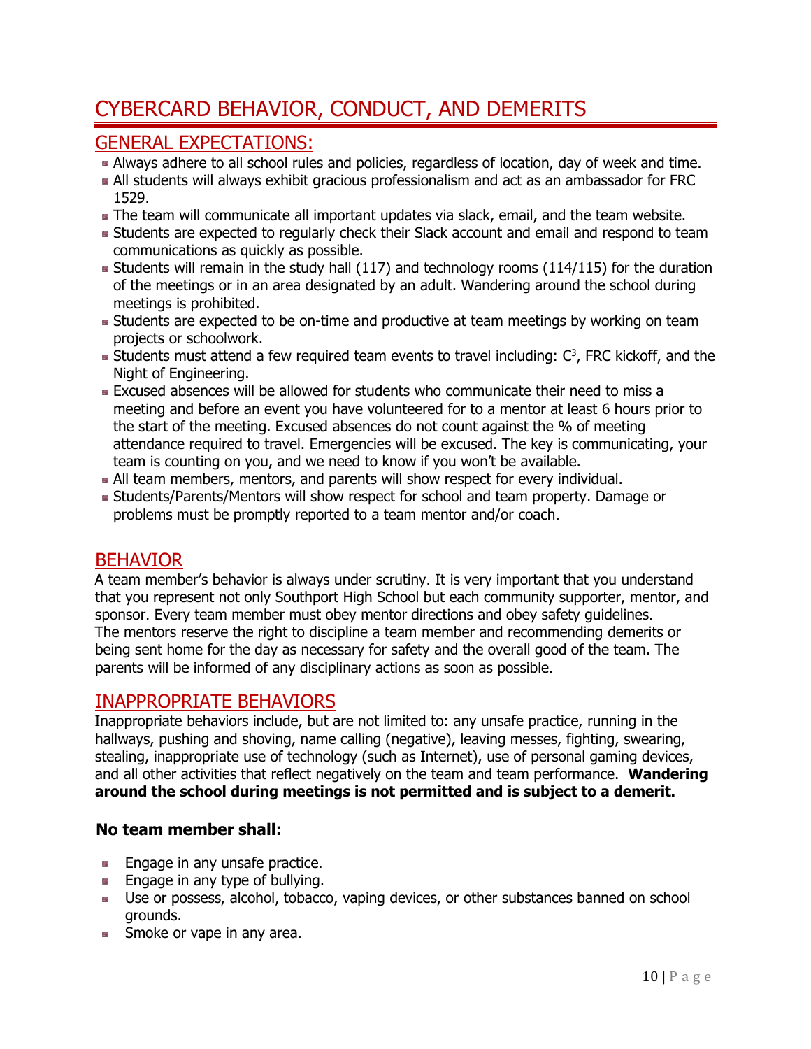# CYBERCARD BEHAVIOR, CONDUCT, AND DEMERITS

## GENERAL EXPECTATIONS:

- Always adhere to all school rules and policies, regardless of location, day of week and time.
- All students will always exhibit gracious professionalism and act as an ambassador for FRC 1529.
- The team will communicate all important updates via slack, email, and the team website.
- Students are expected to regularly check their Slack account and email and respond to team communications as quickly as possible.
- Students will remain in the study hall (117) and technology rooms (114/115) for the duration of the meetings or in an area designated by an adult. Wandering around the school during meetings is prohibited.
- Students are expected to be on-time and productive at team meetings by working on team projects or schoolwork.
- Students must attend a few required team events to travel including: $C^3$, FRC kickoff, and the Night of Engineering.
- Excused absences will be allowed for students who communicate their need to miss a meeting and before an event you have volunteered for to a mentor at least 6 hours prior to the start of the meeting. Excused absences do not count against the % of meeting attendance required to travel. Emergencies will be excused. The key is communicating, your team is counting on you, and we need to know if you won't be available.
- All team members, mentors, and parents will show respect for every individual.
- Students/Parents/Mentors will show respect for school and team property. Damage or problems must be promptly reported to a team mentor and/or coach.

## BEHAVIOR

A team member's behavior is always under scrutiny. It is very important that you understand that you represent not only Southport High School but each community supporter, mentor, and sponsor. Every team member must obey mentor directions and obey safety guidelines. The mentors reserve the right to discipline a team member and recommending demerits or being sent home for the day as necessary for safety and the overall good of the team. The parents will be informed of any disciplinary actions as soon as possible.

## INAPPROPRIATE BEHAVIORS

Inappropriate behaviors include, but are not limited to: any unsafe practice, running in the hallways, pushing and shoving, name calling (negative), leaving messes, fighting, swearing, stealing, inappropriate use of technology (such as Internet), use of personal gaming devices, and all other activities that reflect negatively on the team and team performance. **Wandering around the school during meetings is not permitted and is subject to a demerit.**

**No team member shall:**

- Engage in any unsafe practice.
- Engage in any type of bullying.
- Use or possess, alcohol, tobacco, vaping devices, or other substances banned on school grounds.
- Smoke or vape in any area.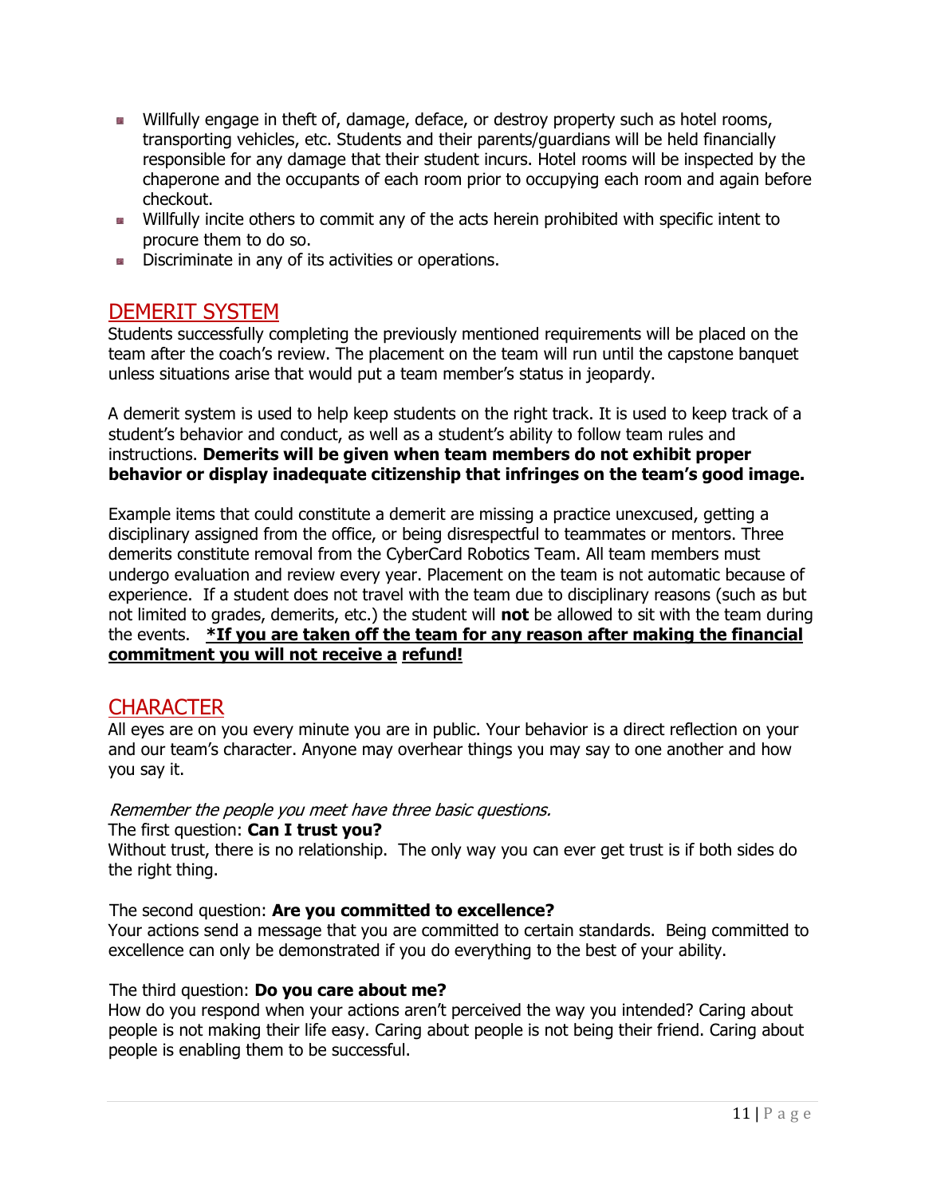- Willfully engage in theft of, damage, deface, or destroy property such as hotel rooms, transporting vehicles, etc. Students and their parents/guardians will be held financially responsible for any damage that their student incurs. Hotel rooms will be inspected by the chaperone and the occupants of each room prior to occupying each room and again before checkout.
- Willfully incite others to commit any of the acts herein prohibited with specific intent to procure them to do so.
- Discriminate in any of its activities or operations.

## DEMERIT SYSTEM

Students successfully completing the previously mentioned requirements will be placed on the team after the coach's review. The placement on the team will run until the capstone banquet unless situations arise that would put a team member's status in jeopardy.

A demerit system is used to help keep students on the right track. It is used to keep track of a student's behavior and conduct, as well as a student's ability to follow team rules and instructions. **Demerits will be given when team members do not exhibit proper behavior or display inadequate citizenship that infringes on the team's good image.**

Example items that could constitute a demerit are missing a practice unexcused, getting a disciplinary assigned from the office, or being disrespectful to teammates or mentors. Three demerits constitute removal from the CyberCard Robotics Team. All team members must undergo evaluation and review every year. Placement on the team is not automatic because of experience. If a student does not travel with the team due to disciplinary reasons (such as but not limited to grades, demerits, etc.) the student will **not** be allowed to sit with the team during the events. **<u>*If you are taken off the team for any reason after making the financial commitment you will not receive a refund!</u>**

## CHARACTER

All eyes are on you every minute you are in public. Your behavior is a direct reflection on your and our team's character. Anyone may overhear things you may say to one another and how you say it.

*Remember the people you meet have three basic questions.*

The first question: **Can I trust you?**

Without trust, there is no relationship. The only way you can ever get trust is if both sides do the right thing.

The second question: **Are you committed to excellence?**

Your actions send a message that you are committed to certain standards. Being committed to excellence can only be demonstrated if you do everything to the best of your ability.

The third question: **Do you care about me?**

How do you respond when your actions aren't perceived the way you intended? Caring about people is not making their life easy. Caring about people is not being their friend. Caring about people is enabling them to be successful.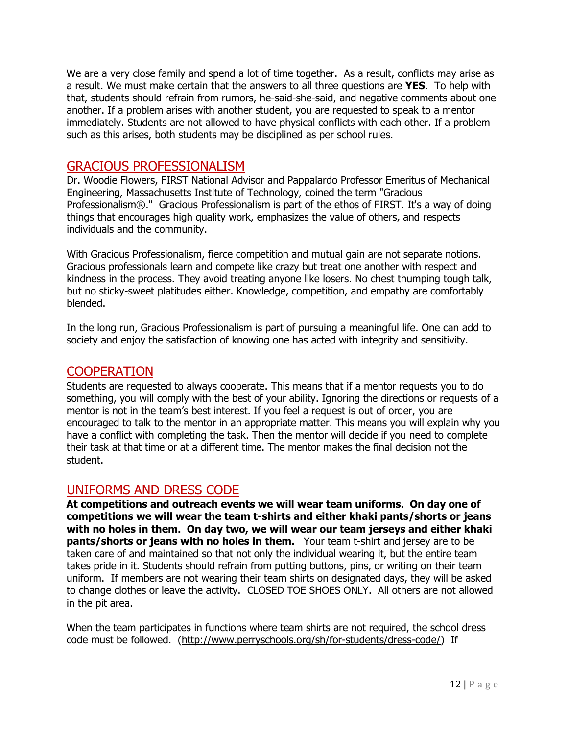We are a very close family and spend a lot of time together. As a result, conflicts may arise as a result. We must make certain that the answers to all three questions are **YES**. To help with that, students should refrain from rumors, he-said-she-said, and negative comments about one another. If a problem arises with another student, you are requested to speak to a mentor immediately. Students are not allowed to have physical conflicts with each other. If a problem such as this arises, both students may be disciplined as per school rules.

## GRACIOUS PROFESSIONALISM

Dr. Woodie Flowers, FIRST National Advisor and Pappalardo Professor Emeritus of Mechanical Engineering, Massachusetts Institute of Technology, coined the term "Gracious Professionalism®." Gracious Professionalism is part of the ethos of FIRST. It's a way of doing things that encourages high quality work, emphasizes the value of others, and respects individuals and the community.

With Gracious Professionalism, fierce competition and mutual gain are not separate notions. Gracious professionals learn and compete like crazy but treat one another with respect and kindness in the process. They avoid treating anyone like losers. No chest thumping tough talk, but no sticky-sweet platitudes either. Knowledge, competition, and empathy are comfortably blended.

In the long run, Gracious Professionalism is part of pursuing a meaningful life. One can add to society and enjoy the satisfaction of knowing one has acted with integrity and sensitivity.

## COOPERATION

Students are requested to always cooperate. This means that if a mentor requests you to do something, you will comply with the best of your ability. Ignoring the directions or requests of a mentor is not in the team's best interest. If you feel a request is out of order, you are encouraged to talk to the mentor in an appropriate matter. This means you will explain why you have a conflict with completing the task. Then the mentor will decide if you need to complete their task at that time or at a different time. The mentor makes the final decision not the student.

## UNIFORMS AND DRESS CODE

**At competitions and outreach events we will wear team uniforms. On day one of competitions we will wear the team t-shirts and either khaki pants/shorts or jeans with no holes in them. On day two, we will wear our team jerseys and either khaki pants/shorts or jeans with no holes in them.** Your team t-shirt and jersey are to be taken care of and maintained so that not only the individual wearing it, but the entire team takes pride in it. Students should refrain from putting buttons, pins, or writing on their team uniform. If members are not wearing their team shirts on designated days, they will be asked to change clothes or leave the activity. CLOSED TOE SHOES ONLY. All others are not allowed in the pit area.

When the team participates in functions where team shirts are not required, the school dress code must be followed. (http://www.perryschools.org/sh/for-students/dress-code/) If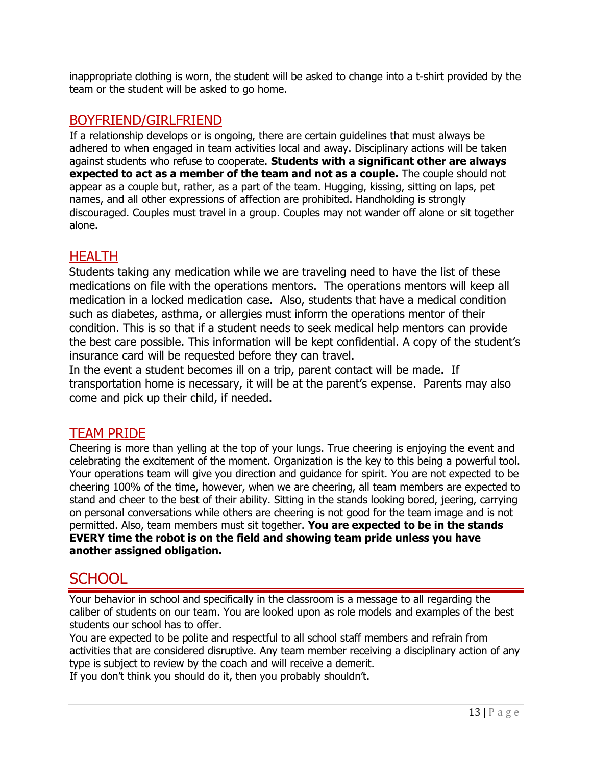inappropriate clothing is worn, the student will be asked to change into a t-shirt provided by the team or the student will be asked to go home.

## BOYFRIEND/GIRLFRIEND

If a relationship develops or is ongoing, there are certain guidelines that must always be adhered to when engaged in team activities local and away. Disciplinary actions will be taken against students who refuse to cooperate. **Students with a significant other are always expected to act as a member of the team and not as a couple.** The couple should not appear as a couple but, rather, as a part of the team. Hugging, kissing, sitting on laps, pet names, and all other expressions of affection are prohibited. Handholding is strongly discouraged. Couples must travel in a group. Couples may not wander off alone or sit together alone.

## HEALTH

Students taking any medication while we are traveling need to have the list of these medications on file with the operations mentors. The operations mentors will keep all medication in a locked medication case. Also, students that have a medical condition such as diabetes, asthma, or allergies must inform the operations mentor of their condition. This is so that if a student needs to seek medical help mentors can provide the best care possible. This information will be kept confidential. A copy of the student's insurance card will be requested before they can travel.

In the event a student becomes ill on a trip, parent contact will be made. If transportation home is necessary, it will be at the parent's expense. Parents may also come and pick up their child, if needed.

## TEAM PRIDE

Cheering is more than yelling at the top of your lungs. True cheering is enjoying the event and celebrating the excitement of the moment. Organization is the key to this being a powerful tool. Your operations team will give you direction and guidance for spirit. You are not expected to be cheering 100% of the time, however, when we are cheering, all team members are expected to stand and cheer to the best of their ability. Sitting in the stands looking bored, jeering, carrying on personal conversations while others are cheering is not good for the team image and is not permitted. Also, team members must sit together. **You are expected to be in the stands EVERY time the robot is on the field and showing team pride unless you have another assigned obligation.**

# SCHOOL

Your behavior in school and specifically in the classroom is a message to all regarding the caliber of students on our team. You are looked upon as role models and examples of the best students our school has to offer.

You are expected to be polite and respectful to all school staff members and refrain from activities that are considered disruptive. Any team member receiving a disciplinary action of any type is subject to review by the coach and will receive a demerit.

If you don't think you should do it, then you probably shouldn't.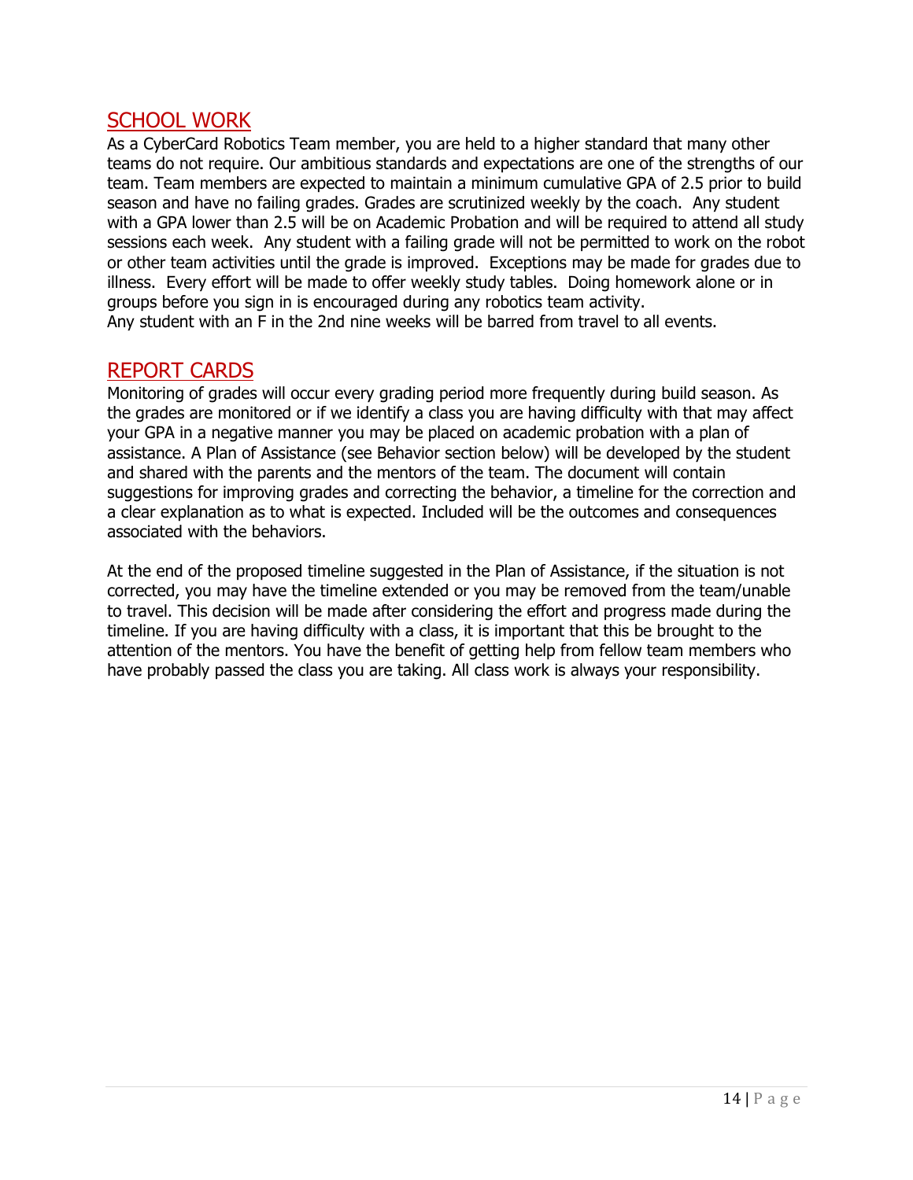## SCHOOL WORK

As a CyberCard Robotics Team member, you are held to a higher standard that many other teams do not require. Our ambitious standards and expectations are one of the strengths of our team. Team members are expected to maintain a minimum cumulative GPA of 2.5 prior to build season and have no failing grades. Grades are scrutinized weekly by the coach. Any student with a GPA lower than 2.5 will be on Academic Probation and will be required to attend all study sessions each week. Any student with a failing grade will not be permitted to work on the robot or other team activities until the grade is improved. Exceptions may be made for grades due to illness. Every effort will be made to offer weekly study tables. Doing homework alone or in groups before you sign in is encouraged during any robotics team activity.
Any student with an F in the 2nd nine weeks will be barred from travel to all events.

## REPORT CARDS

Monitoring of grades will occur every grading period more frequently during build season. As the grades are monitored or if we identify a class you are having difficulty with that may affect your GPA in a negative manner you may be placed on academic probation with a plan of assistance. A Plan of Assistance (see Behavior section below) will be developed by the student and shared with the parents and the mentors of the team. The document will contain suggestions for improving grades and correcting the behavior, a timeline for the correction and a clear explanation as to what is expected. Included will be the outcomes and consequences associated with the behaviors.

At the end of the proposed timeline suggested in the Plan of Assistance, if the situation is not corrected, you may have the timeline extended or you may be removed from the team/unable to travel. This decision will be made after considering the effort and progress made during the timeline. If you are having difficulty with a class, it is important that this be brought to the attention of the mentors. You have the benefit of getting help from fellow team members who have probably passed the class you are taking. All class work is always your responsibility.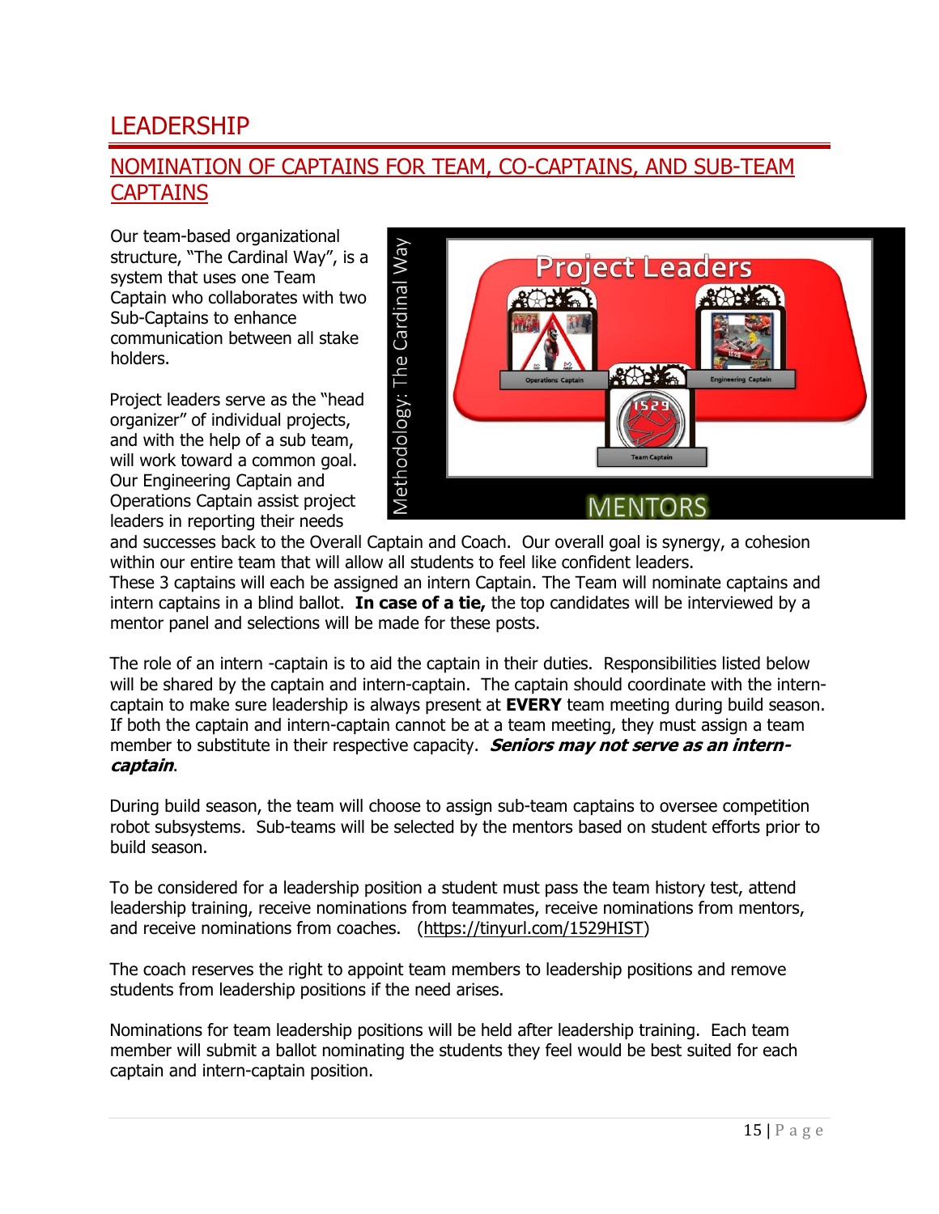# LEADERSHIP

## NOMINATION OF CAPTAINS FOR TEAM, CO-CAPTAINS, AND SUB-TEAM CAPTAINS

Our team-based organizational structure, "The Cardinal Way", is a system that uses one Team Captain who collaborates with two Sub-Captains to enhance communication between all stake holders.

Project leaders serve as the "head organizer" of individual projects, and with the help of a sub team, will work toward a common goal. Our Engineering Captain and Operations Captain assist project leaders in reporting their needs and successes back to the Overall Captain and Coach. Our overall goal is synergy, a cohesion within our entire team that will allow all students to feel like confident leaders.
These 3 captains will each be assigned an intern Captain. The Team will nominate captains and intern captains in a blind ballot. **In case of a tie,** the top candidates will be interviewed by a mentor panel and selections will be made for these posts.

The role of an intern -captain is to aid the captain in their duties. Responsibilities listed below will be shared by the captain and intern-captain. The captain should coordinate with the intern-captain to make sure leadership is always present at **EVERY** team meeting during build season. If both the captain and intern-captain cannot be at a team meeting, they must assign a team member to substitute in their respective capacity. ***Seniors may not serve as an intern-captain***.

During build season, the team will choose to assign sub-team captains to oversee competition robot subsystems. Sub-teams will be selected by the mentors based on student efforts prior to build season.

To be considered for a leadership position a student must pass the team history test, attend leadership training, receive nominations from teammates, receive nominations from mentors, and receive nominations from coaches. (https://tinyurl.com/1529HIST)

The coach reserves the right to appoint team members to leadership positions and remove students from leadership positions if the need arises.

Nominations for team leadership positions will be held after leadership training. Each team member will submit a ballot nominating the students they feel would be best suited for each captain and intern-captain position.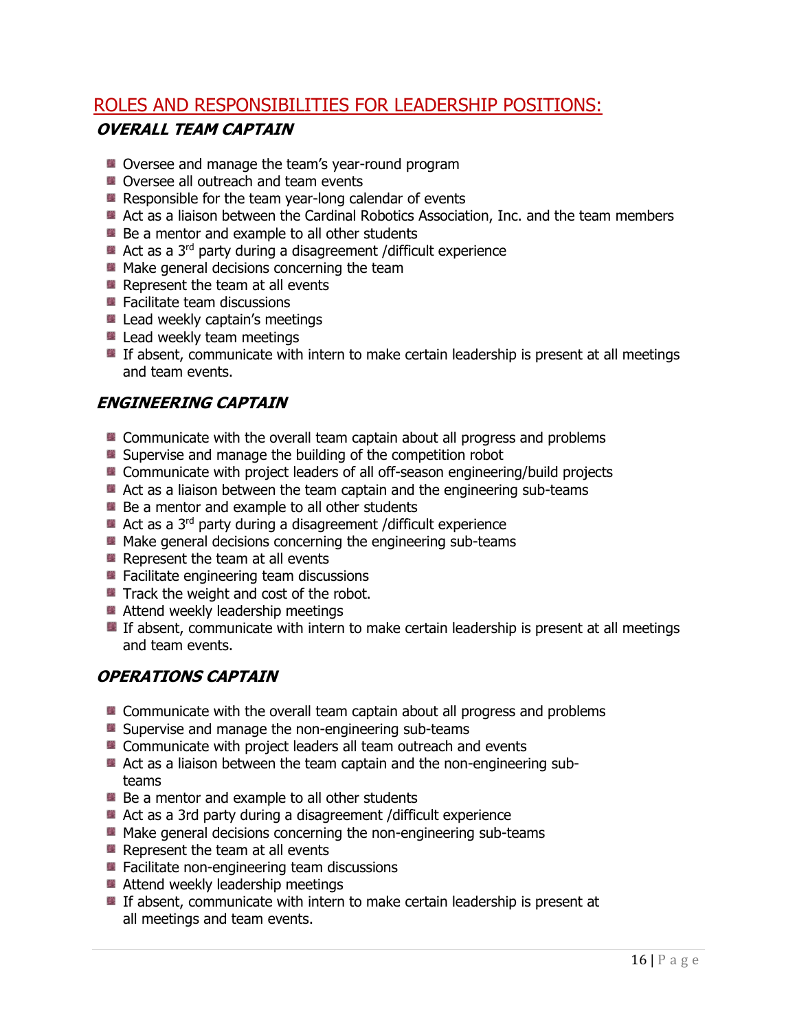## ROLES AND RESPONSIBILITIES FOR LEADERSHIP POSITIONS:

### *OVERALL TEAM CAPTAIN*

- Oversee and manage the team's year-round program
- Oversee all outreach and team events
- Responsible for the team year-long calendar of events
- Act as a liaison between the Cardinal Robotics Association, Inc. and the team members
- Be a mentor and example to all other students
- Act as a 3rd party during a disagreement /difficult experience
- Make general decisions concerning the team
- Represent the team at all events
- Facilitate team discussions
- Lead weekly captain's meetings
- Lead weekly team meetings
- If absent, communicate with intern to make certain leadership is present at all meetings and team events.

### *ENGINEERING CAPTAIN*

- Communicate with the overall team captain about all progress and problems
- Supervise and manage the building of the competition robot
- Communicate with project leaders of all off-season engineering/build projects
- Act as a liaison between the team captain and the engineering sub-teams
- Be a mentor and example to all other students
- Act as a 3rd party during a disagreement /difficult experience
- Make general decisions concerning the engineering sub-teams
- Represent the team at all events
- Facilitate engineering team discussions
- Track the weight and cost of the robot.
- Attend weekly leadership meetings
- If absent, communicate with intern to make certain leadership is present at all meetings and team events.

### *OPERATIONS CAPTAIN*

- Communicate with the overall team captain about all progress and problems
- Supervise and manage the non-engineering sub-teams
- Communicate with project leaders all team outreach and events
- Act as a liaison between the team captain and the non-engineering sub-teams
- Be a mentor and example to all other students
- Act as a 3rd party during a disagreement /difficult experience
- Make general decisions concerning the non-engineering sub-teams
- Represent the team at all events
- Facilitate non-engineering team discussions
- Attend weekly leadership meetings
- If absent, communicate with intern to make certain leadership is present at all meetings and team events.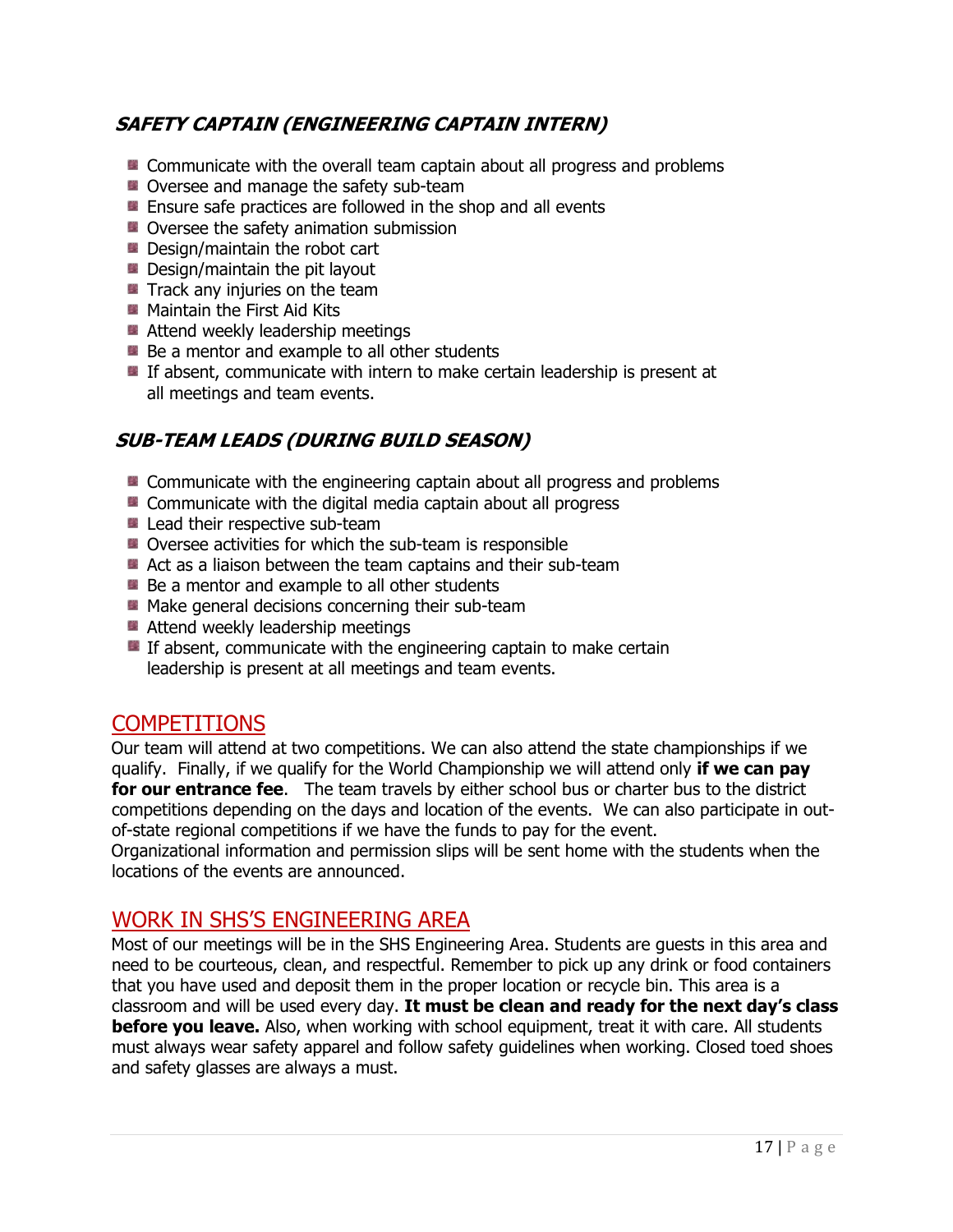### *SAFETY CAPTAIN (ENGINEERING CAPTAIN INTERN)*

- Communicate with the overall team captain about all progress and problems
- Oversee and manage the safety sub-team
- Ensure safe practices are followed in the shop and all events
- Oversee the safety animation submission
- Design/maintain the robot cart
- Design/maintain the pit layout
- Track any injuries on the team
- Maintain the First Aid Kits
- Attend weekly leadership meetings
- Be a mentor and example to all other students
- If absent, communicate with intern to make certain leadership is present at all meetings and team events.

### *SUB-TEAM LEADS (DURING BUILD SEASON)*

- Communicate with the engineering captain about all progress and problems
- Communicate with the digital media captain about all progress
- Lead their respective sub-team
- Oversee activities for which the sub-team is responsible
- Act as a liaison between the team captains and their sub-team
- Be a mentor and example to all other students
- Make general decisions concerning their sub-team
- Attend weekly leadership meetings
- If absent, communicate with the engineering captain to make certain leadership is present at all meetings and team events.

## COMPETITIONS

Our team will attend at two competitions. We can also attend the state championships if we qualify. Finally, if we qualify for the World Championship we will attend only **if we can pay for our entrance fee**. The team travels by either school bus or charter bus to the district competitions depending on the days and location of the events. We can also participate in out-of-state regional competitions if we have the funds to pay for the event.
Organizational information and permission slips will be sent home with the students when the locations of the events are announced.

## WORK IN SHS'S ENGINEERING AREA

Most of our meetings will be in the SHS Engineering Area. Students are guests in this area and need to be courteous, clean, and respectful. Remember to pick up any drink or food containers that you have used and deposit them in the proper location or recycle bin. This area is a classroom and will be used every day. **It must be clean and ready for the next day's class before you leave.** Also, when working with school equipment, treat it with care. All students must always wear safety apparel and follow safety guidelines when working. Closed toed shoes and safety glasses are always a must.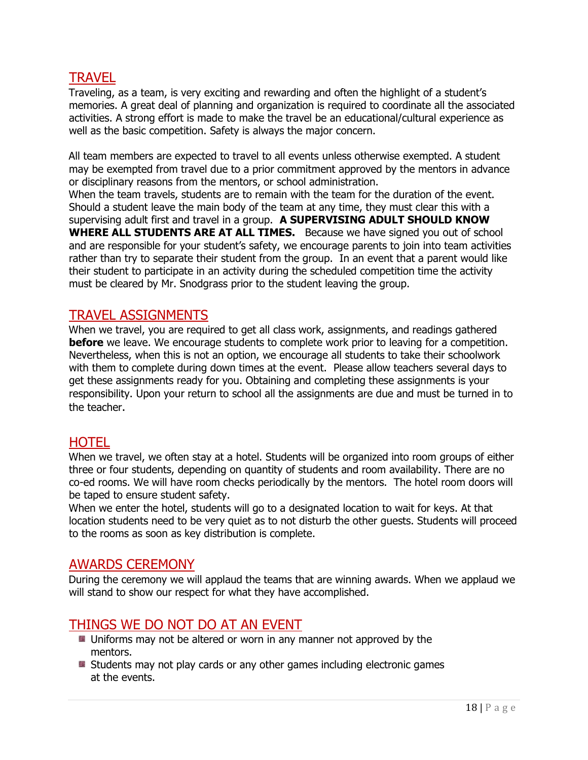## TRAVEL

Traveling, as a team, is very exciting and rewarding and often the highlight of a student's memories. A great deal of planning and organization is required to coordinate all the associated activities. A strong effort is made to make the travel be an educational/cultural experience as well as the basic competition. Safety is always the major concern.

All team members are expected to travel to all events unless otherwise exempted. A student may be exempted from travel due to a prior commitment approved by the mentors in advance or disciplinary reasons from the mentors, or school administration.

When the team travels, students are to remain with the team for the duration of the event. Should a student leave the main body of the team at any time, they must clear this with a supervising adult first and travel in a group. **A SUPERVISING ADULT SHOULD KNOW WHERE ALL STUDENTS ARE AT ALL TIMES.** Because we have signed you out of school and are responsible for your student's safety, we encourage parents to join into team activities rather than try to separate their student from the group. In an event that a parent would like their student to participate in an activity during the scheduled competition time the activity must be cleared by Mr. Snodgrass prior to the student leaving the group.

## TRAVEL ASSIGNMENTS

When we travel, you are required to get all class work, assignments, and readings gathered **before** we leave. We encourage students to complete work prior to leaving for a competition. Nevertheless, when this is not an option, we encourage all students to take their schoolwork with them to complete during down times at the event. Please allow teachers several days to get these assignments ready for you. Obtaining and completing these assignments is your responsibility. Upon your return to school all the assignments are due and must be turned in to the teacher.

## HOTEL

When we travel, we often stay at a hotel. Students will be organized into room groups of either three or four students, depending on quantity of students and room availability. There are no co-ed rooms. We will have room checks periodically by the mentors. The hotel room doors will be taped to ensure student safety.

When we enter the hotel, students will go to a designated location to wait for keys. At that location students need to be very quiet as to not disturb the other guests. Students will proceed to the rooms as soon as key distribution is complete.

## AWARDS CEREMONY

During the ceremony we will applaud the teams that are winning awards. When we applaud we will stand to show our respect for what they have accomplished.

## THINGS WE DO NOT DO AT AN EVENT

- Uniforms may not be altered or worn in any manner not approved by the mentors.
- Students may not play cards or any other games including electronic games at the events.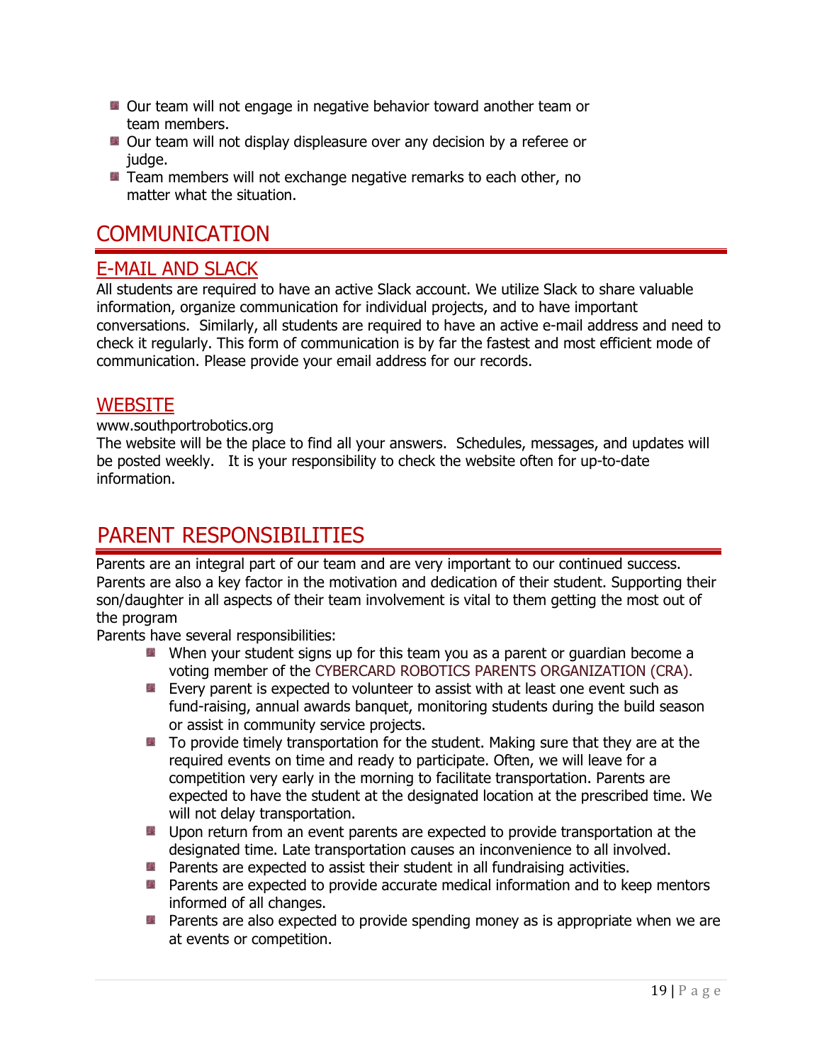- Our team will not engage in negative behavior toward another team or team members.
- Our team will not display displeasure over any decision by a referee or judge.
- Team members will not exchange negative remarks to each other, no matter what the situation.

# COMMUNICATION

## E-MAIL AND SLACK

All students are required to have an active Slack account. We utilize Slack to share valuable information, organize communication for individual projects, and to have important conversations. Similarly, all students are required to have an active e-mail address and need to check it regularly. This form of communication is by far the fastest and most efficient mode of communication. Please provide your email address for our records.

## WEBSITE

www.southportrobotics.org

The website will be the place to find all your answers. Schedules, messages, and updates will be posted weekly. It is your responsibility to check the website often for up-to-date information.

# PARENT RESPONSIBILITIES

Parents are an integral part of our team and are very important to our continued success. Parents are also a key factor in the motivation and dedication of their student. Supporting their son/daughter in all aspects of their team involvement is vital to them getting the most out of the program

Parents have several responsibilities:

- When your student signs up for this team you as a parent or guardian become a voting member of the CYBERCARD ROBOTICS PARENTS ORGANIZATION (CRA).
- Every parent is expected to volunteer to assist with at least one event such as fund-raising, annual awards banquet, monitoring students during the build season or assist in community service projects.
- To provide timely transportation for the student. Making sure that they are at the required events on time and ready to participate. Often, we will leave for a competition very early in the morning to facilitate transportation. Parents are expected to have the student at the designated location at the prescribed time. We will not delay transportation.
- Upon return from an event parents are expected to provide transportation at the designated time. Late transportation causes an inconvenience to all involved.
- Parents are expected to assist their student in all fundraising activities.
- Parents are expected to provide accurate medical information and to keep mentors informed of all changes.
- Parents are also expected to provide spending money as is appropriate when we are at events or competition.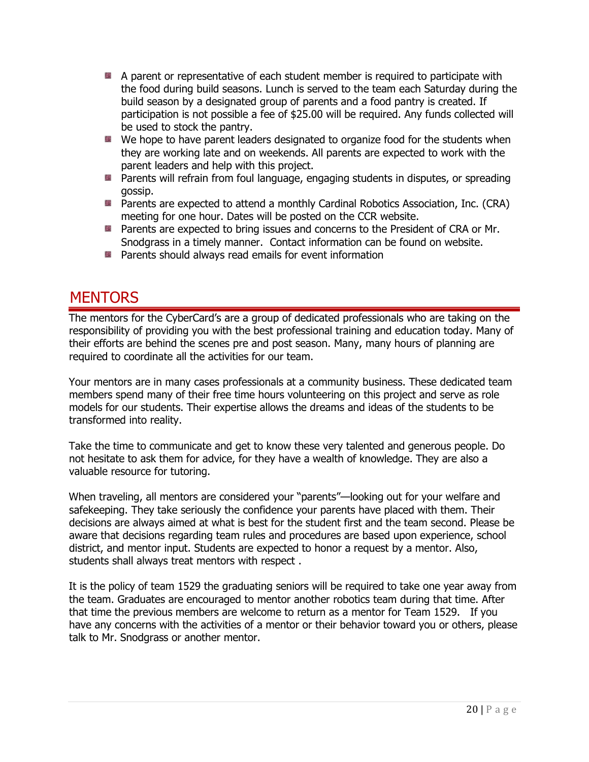- A parent or representative of each student member is required to participate with the food during build seasons. Lunch is served to the team each Saturday during the build season by a designated group of parents and a food pantry is created. If participation is not possible a fee of $25.00 will be required. Any funds collected will be used to stock the pantry.
- We hope to have parent leaders designated to organize food for the students when they are working late and on weekends. All parents are expected to work with the parent leaders and help with this project.
- Parents will refrain from foul language, engaging students in disputes, or spreading gossip.
- Parents are expected to attend a monthly Cardinal Robotics Association, Inc. (CRA) meeting for one hour. Dates will be posted on the CCR website.
- Parents are expected to bring issues and concerns to the President of CRA or Mr. Snodgrass in a timely manner. Contact information can be found on website.
- Parents should always read emails for event information

# MENTORS

The mentors for the CyberCard's are a group of dedicated professionals who are taking on the responsibility of providing you with the best professional training and education today. Many of their efforts are behind the scenes pre and post season. Many, many hours of planning are required to coordinate all the activities for our team.

Your mentors are in many cases professionals at a community business. These dedicated team members spend many of their free time hours volunteering on this project and serve as role models for our students. Their expertise allows the dreams and ideas of the students to be transformed into reality.

Take the time to communicate and get to know these very talented and generous people. Do not hesitate to ask them for advice, for they have a wealth of knowledge. They are also a valuable resource for tutoring.

When traveling, all mentors are considered your "parents"—looking out for your welfare and safekeeping. They take seriously the confidence your parents have placed with them. Their decisions are always aimed at what is best for the student first and the team second. Please be aware that decisions regarding team rules and procedures are based upon experience, school district, and mentor input. Students are expected to honor a request by a mentor. Also, students shall always treat mentors with respect .

It is the policy of team 1529 the graduating seniors will be required to take one year away from the team. Graduates are encouraged to mentor another robotics team during that time. After that time the previous members are welcome to return as a mentor for Team 1529. If you have any concerns with the activities of a mentor or their behavior toward you or others, please talk to Mr. Snodgrass or another mentor.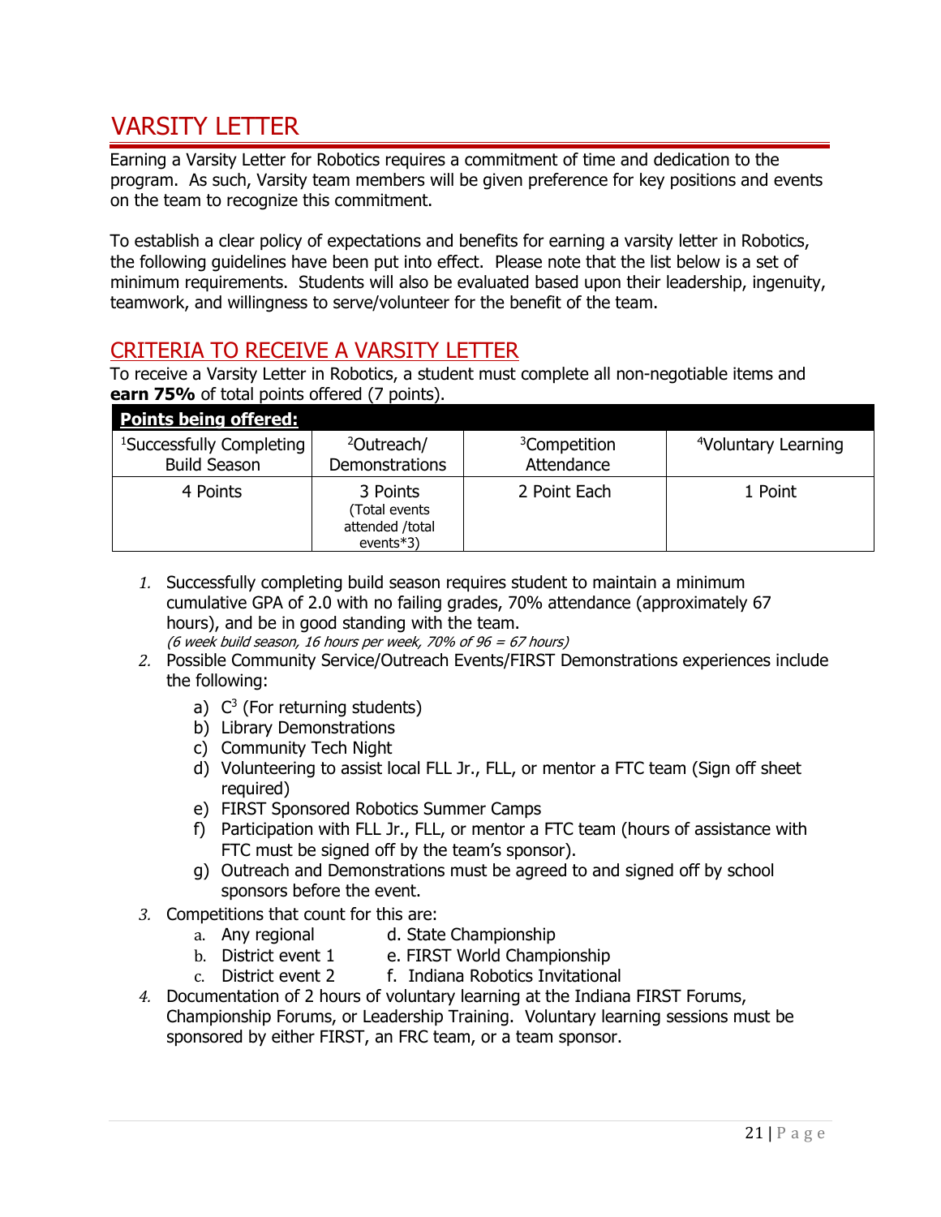# VARSITY LETTER

Earning a Varsity Letter for Robotics requires a commitment of time and dedication to the program. As such, Varsity team members will be given preference for key positions and events on the team to recognize this commitment.

To establish a clear policy of expectations and benefits for earning a varsity letter in Robotics, the following guidelines have been put into effect. Please note that the list below is a set of minimum requirements. Students will also be evaluated based upon their leadership, ingenuity, teamwork, and willingness to serve/volunteer for the benefit of the team.

## CRITERIA TO RECEIVE A VARSITY LETTER

To receive a Varsity Letter in Robotics, a student must complete all non-negotiable items and **earn 75%** of total points offered (7 points).

| **Points being offered:** | | | |
|---|---|---|---|
| [1]Successfully Completing Build Season | [2]Outreach/ Demonstrations | [3]Competition Attendance | [4]Voluntary Learning |
| 4 Points | 3 Points (Total events attended /total events*3) | 2 Point Each | 1 Point |

1. Successfully completing build season requires student to maintain a minimum cumulative GPA of 2.0 with no failing grades, 70% attendance (approximately 67 hours), and be in good standing with the team.
   *(6 week build season, 16 hours per week, 70% of 96 = 67 hours)*
2. Possible Community Service/Outreach Events/FIRST Demonstrations experiences include the following:
   a) $C^3$ (For returning students)
   b) Library Demonstrations
   c) Community Tech Night
   d) Volunteering to assist local FLL Jr., FLL, or mentor a FTC team (Sign off sheet required)
   e) FIRST Sponsored Robotics Summer Camps
   f) Participation with FLL Jr., FLL, or mentor a FTC team (hours of assistance with FTC must be signed off by the team's sponsor).
   g) Outreach and Demonstrations must be agreed to and signed off by school sponsors before the event.
3. Competitions that count for this are:
   a. Any regional
   b. District event 1
   c. District event 2
   d. State Championship
   e. FIRST World Championship
   f. Indiana Robotics Invitational
4. Documentation of 2 hours of voluntary learning at the Indiana FIRST Forums, Championship Forums, or Leadership Training. Voluntary learning sessions must be sponsored by either FIRST, an FRC team, or a team sponsor.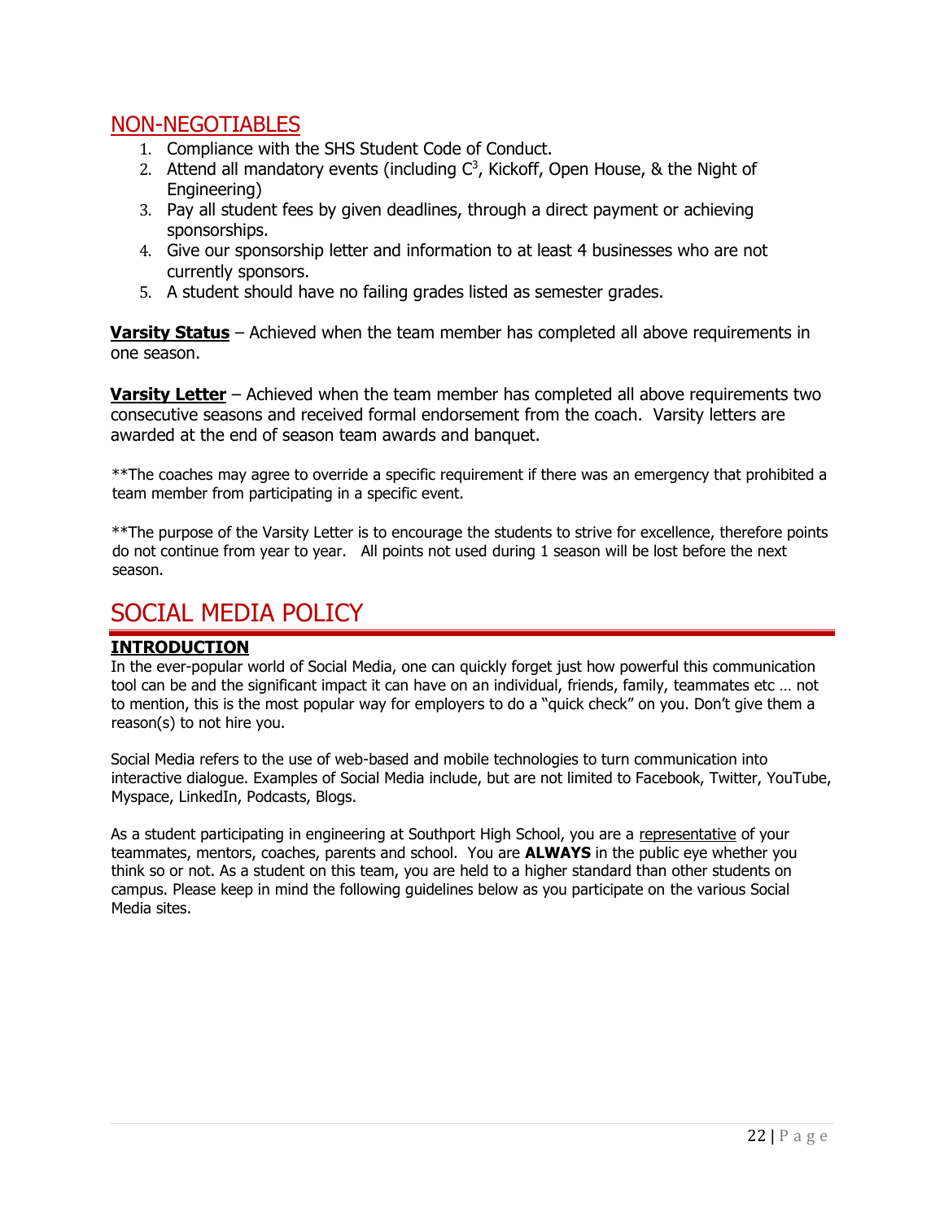## NON-NEGOTIABLES

1. Compliance with the SHS Student Code of Conduct.
2. Attend all mandatory events (including $C^3$, Kickoff, Open House, & the Night of Engineering)
3. Pay all student fees by given deadlines, through a direct payment or achieving sponsorships.
4. Give our sponsorship letter and information to at least 4 businesses who are not currently sponsors.
5. A student should have no failing grades listed as semester grades.

**Varsity Status** – Achieved when the team member has completed all above requirements in one season.

**Varsity Letter** – Achieved when the team member has completed all above requirements two consecutive seasons and received formal endorsement from the coach. Varsity letters are awarded at the end of season team awards and banquet.

**The coaches may agree to override a specific requirement if there was an emergency that prohibited a team member from participating in a specific event.

**The purpose of the Varsity Letter is to encourage the students to strive for excellence, therefore points do not continue from year to year. All points not used during 1 season will be lost before the next season.

# SOCIAL MEDIA POLICY

### INTRODUCTION

In the ever-popular world of Social Media, one can quickly forget just how powerful this communication tool can be and the significant impact it can have on an individual, friends, family, teammates etc … not to mention, this is the most popular way for employers to do a "quick check" on you. Don't give them a reason(s) to not hire you.

Social Media refers to the use of web-based and mobile technologies to turn communication into interactive dialogue. Examples of Social Media include, but are not limited to Facebook, Twitter, YouTube, Myspace, LinkedIn, Podcasts, Blogs.

As a student participating in engineering at Southport High School, you are a representative of your teammates, mentors, coaches, parents and school. You are **ALWAYS** in the public eye whether you think so or not. As a student on this team, you are held to a higher standard than other students on campus. Please keep in mind the following guidelines below as you participate on the various Social Media sites.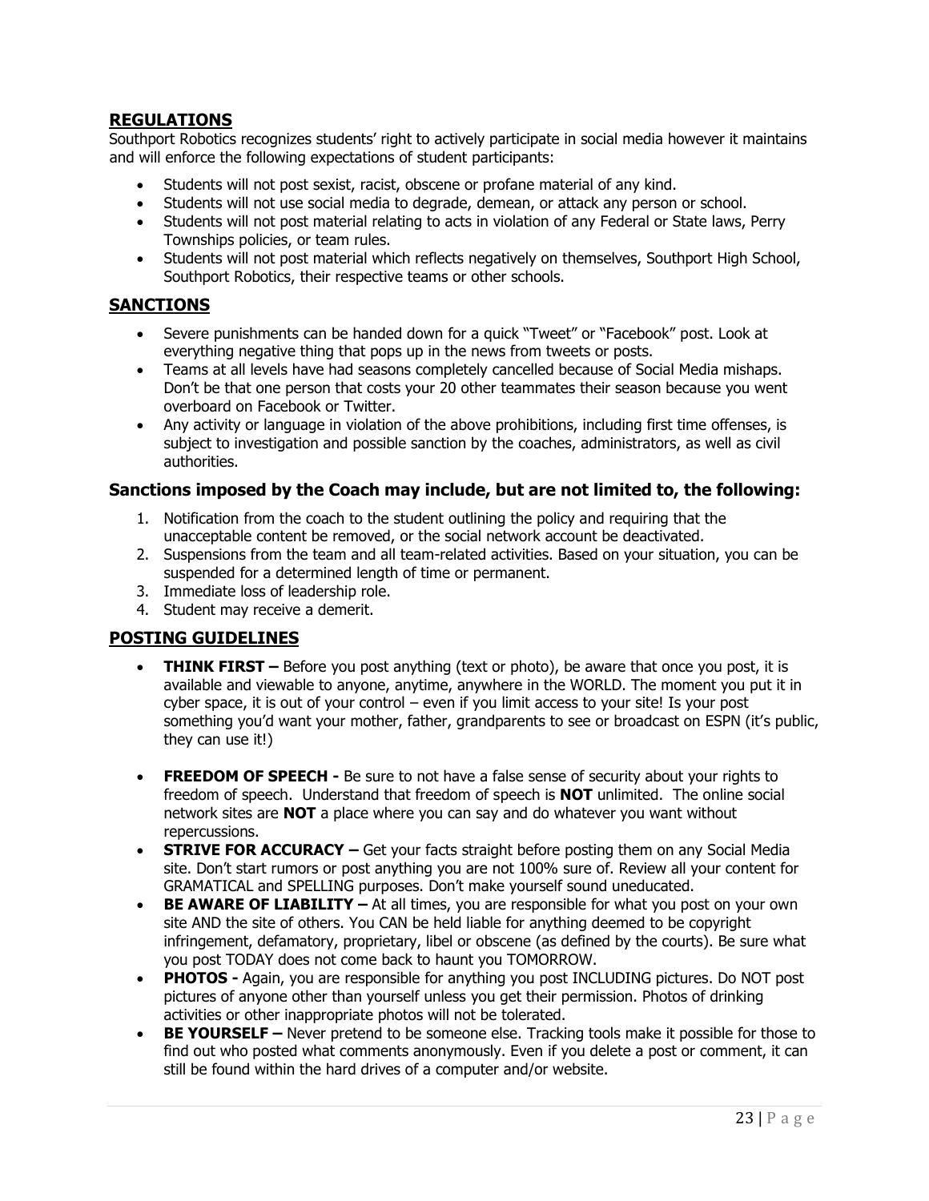## REGULATIONS

Southport Robotics recognizes students' right to actively participate in social media however it maintains and will enforce the following expectations of student participants:

- Students will not post sexist, racist, obscene or profane material of any kind.
- Students will not use social media to degrade, demean, or attack any person or school.
- Students will not post material relating to acts in violation of any Federal or State laws, Perry Townships policies, or team rules.
- Students will not post material which reflects negatively on themselves, Southport High School, Southport Robotics, their respective teams or other schools.

## SANCTIONS

- Severe punishments can be handed down for a quick "Tweet" or "Facebook" post. Look at everything negative thing that pops up in the news from tweets or posts.
- Teams at all levels have had seasons completely cancelled because of Social Media mishaps. Don't be that one person that costs your 20 other teammates their season because you went overboard on Facebook or Twitter.
- Any activity or language in violation of the above prohibitions, including first time offenses, is subject to investigation and possible sanction by the coaches, administrators, as well as civil authorities.

### Sanctions imposed by the Coach may include, but are not limited to, the following:

1. Notification from the coach to the student outlining the policy and requiring that the unacceptable content be removed, or the social network account be deactivated.
2. Suspensions from the team and all team-related activities. Based on your situation, you can be suspended for a determined length of time or permanent.
3. Immediate loss of leadership role.
4. Student may receive a demerit.

## POSTING GUIDELINES

- **THINK FIRST –** Before you post anything (text or photo), be aware that once you post, it is available and viewable to anyone, anytime, anywhere in the WORLD. The moment you put it in cyber space, it is out of your control – even if you limit access to your site! Is your post something you'd want your mother, father, grandparents to see or broadcast on ESPN (it's public, they can use it!)

- **FREEDOM OF SPEECH -** Be sure to not have a false sense of security about your rights to freedom of speech. Understand that freedom of speech is **NOT** unlimited. The online social network sites are **NOT** a place where you can say and do whatever you want without repercussions.
- **STRIVE FOR ACCURACY –** Get your facts straight before posting them on any Social Media site. Don't start rumors or post anything you are not 100% sure of. Review all your content for GRAMATICAL and SPELLING purposes. Don't make yourself sound uneducated.
- **BE AWARE OF LIABILITY –** At all times, you are responsible for what you post on your own site AND the site of others. You CAN be held liable for anything deemed to be copyright infringement, defamatory, proprietary, libel or obscene (as defined by the courts). Be sure what you post TODAY does not come back to haunt you TOMORROW.
- **PHOTOS -** Again, you are responsible for anything you post INCLUDING pictures. Do NOT post pictures of anyone other than yourself unless you get their permission. Photos of drinking activities or other inappropriate photos will not be tolerated.
- **BE YOURSELF –** Never pretend to be someone else. Tracking tools make it possible for those to find out who posted what comments anonymously. Even if you delete a post or comment, it can still be found within the hard drives of a computer and/or website.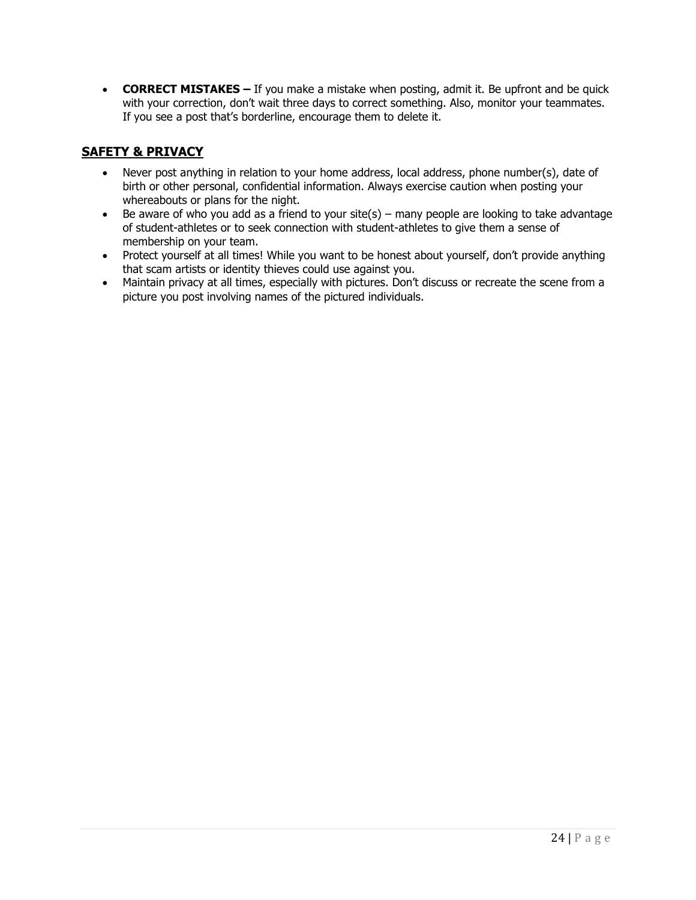- **CORRECT MISTAKES –** If you make a mistake when posting, admit it. Be upfront and be quick with your correction, don't wait three days to correct something. Also, monitor your teammates. If you see a post that's borderline, encourage them to delete it.

## SAFETY & PRIVACY

- Never post anything in relation to your home address, local address, phone number(s), date of birth or other personal, confidential information. Always exercise caution when posting your whereabouts or plans for the night.
- Be aware of who you add as a friend to your site(s) – many people are looking to take advantage of student-athletes or to seek connection with student-athletes to give them a sense of membership on your team.
- Protect yourself at all times! While you want to be honest about yourself, don't provide anything that scam artists or identity thieves could use against you.
- Maintain privacy at all times, especially with pictures. Don't discuss or recreate the scene from a picture you post involving names of the pictured individuals.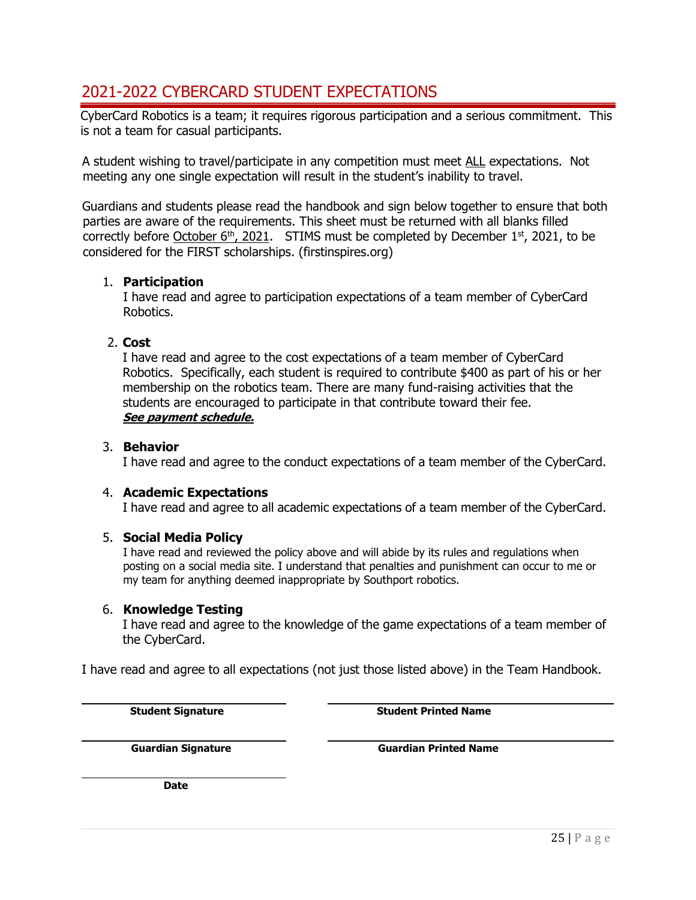## 2021-2022 CYBERCARD STUDENT EXPECTATIONS

CyberCard Robotics is a team; it requires rigorous participation and a serious commitment. This is not a team for casual participants.

A student wishing to travel/participate in any competition must meet ALL expectations. Not meeting any one single expectation will result in the student's inability to travel.

Guardians and students please read the handbook and sign below together to ensure that both parties are aware of the requirements. This sheet must be returned with all blanks filled correctly before October 6th, 2021. STIMS must be completed by December 1st, 2021, to be considered for the FIRST scholarships. (firstinspires.org)

1. **Participation**
   I have read and agree to participation expectations of a team member of CyberCard Robotics.

2. **Cost**
   I have read and agree to the cost expectations of a team member of CyberCard Robotics. Specifically, each student is required to contribute $400 as part of his or her membership on the robotics team. There are many fund-raising activities that the students are encouraged to participate in that contribute toward their fee.
   ***See payment schedule.***

3. **Behavior**
   I have read and agree to the conduct expectations of a team member of the CyberCard.

4. **Academic Expectations**
   I have read and agree to all academic expectations of a team member of the CyberCard.

5. **Social Media Policy**
   I have read and reviewed the policy above and will abide by its rules and regulations when posting on a social media site. I understand that penalties and punishment can occur to me or my team for anything deemed inappropriate by Southport robotics.

6. **Knowledge Testing**
   I have read and agree to the knowledge of the game expectations of a team member of the CyberCard.

I have read and agree to all expectations (not just those listed above) in the Team Handbook.

| | |
|---|---|
| ______________________ | ______________________ |
| **Student Signature** | **Student Printed Name** |
| ______________________ | ______________________ |
| **Guardian Signature** | **Guardian Printed Name** |
| ______________________ | |
| **Date** | |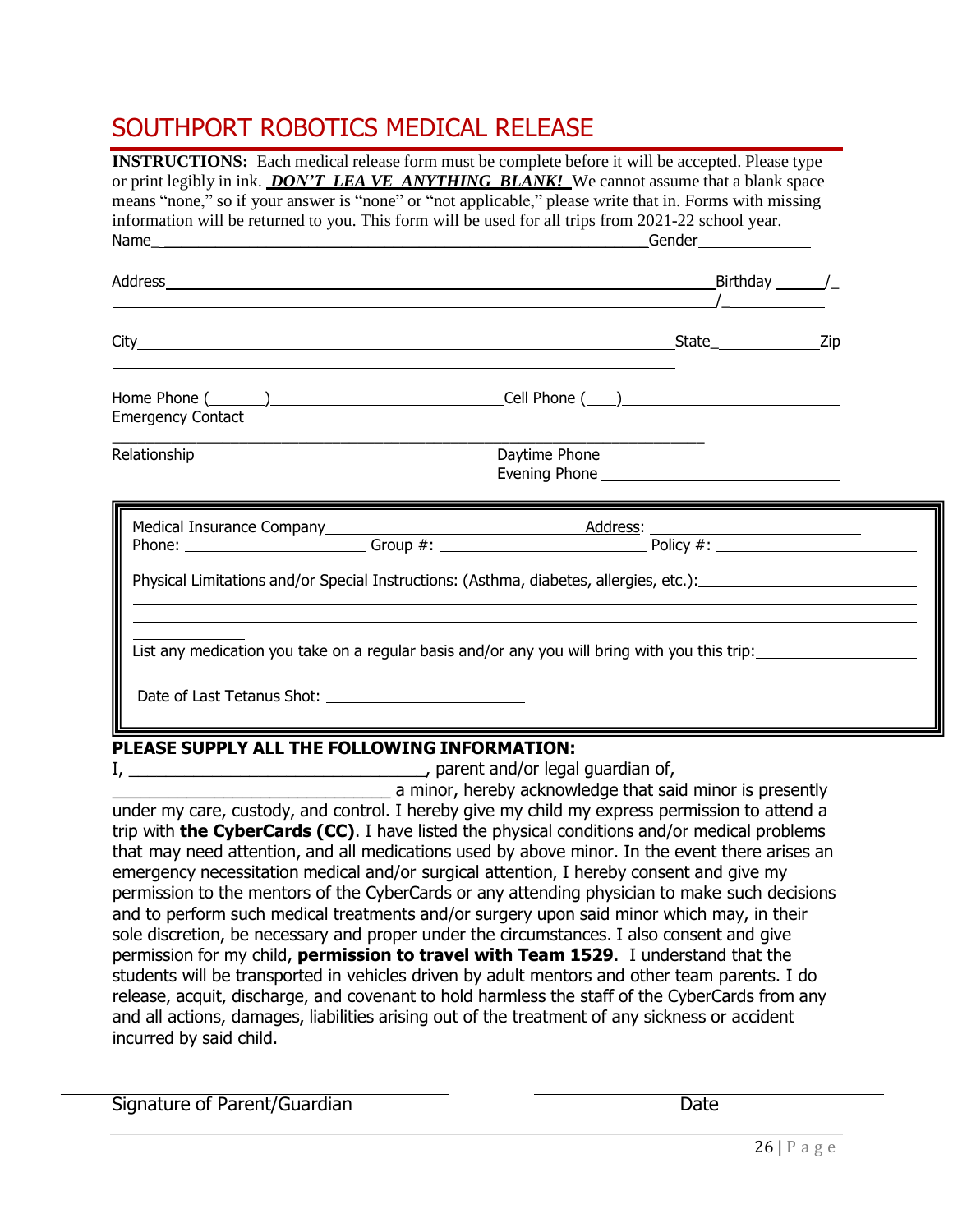# SOUTHPORT ROBOTICS MEDICAL RELEASE

**INSTRUCTIONS:** Each medical release form must be complete before it will be accepted. Please type or print legibly in ink. ***DON'T LEA VE ANYTHING BLANK!*** We cannot assume that a blank space means "none," so if your answer is "none" or "not applicable," please write that in. Forms with missing information will be returned to you. This form will be used for all trips from 2021-22 school year.

Name________________________________________________________ Gender____________

Address________________________________________________________ Birthday ______/__/__________

City________________________________________________________ State____________ Zip

Home Phone (______)________________________ Cell Phone (___)________________________

Emergency Contact ________________________________________________________

Relationship________________________________ Daytime Phone ________________________

Evening Phone ________________________

Medical Insurance Company____________________________ Address: ________________________

Phone: ____________________ Group #: ______________________ Policy #: ______________________

Physical Limitations and/or Special Instructions: (Asthma, diabetes, allergies, etc.):________________________

________________________________________________________________________________

________________________________________________________________________________

List any medication you take on a regular basis and/or any you will bring with you this trip:__________________

________________________________________________________________________________

Date of Last Tetanus Shot: ______________________

**PLEASE SUPPLY ALL THE FOLLOWING INFORMATION:**

I, ________________________________, parent and/or legal guardian of, ______________________________ a minor, hereby acknowledge that said minor is presently under my care, custody, and control. I hereby give my child my express permission to attend a trip with **the CyberCards (CC)**. I have listed the physical conditions and/or medical problems that may need attention, and all medications used by above minor. In the event there arises an emergency necessitation medical and/or surgical attention, I hereby consent and give my permission to the mentors of the CyberCards or any attending physician to make such decisions and to perform such medical treatments and/or surgery upon said minor which may, in their sole discretion, be necessary and proper under the circumstances. I also consent and give permission for my child, **permission to travel with Team 1529**. I understand that the students will be transported in vehicles driven by adult mentors and other team parents. I do release, acquit, discharge, and covenant to hold harmless the staff of the CyberCards from any and all actions, damages, liabilities arising out of the treatment of any sickness or accident incurred by said child.

________________________________ ________________________________

Signature of Parent/Guardian Date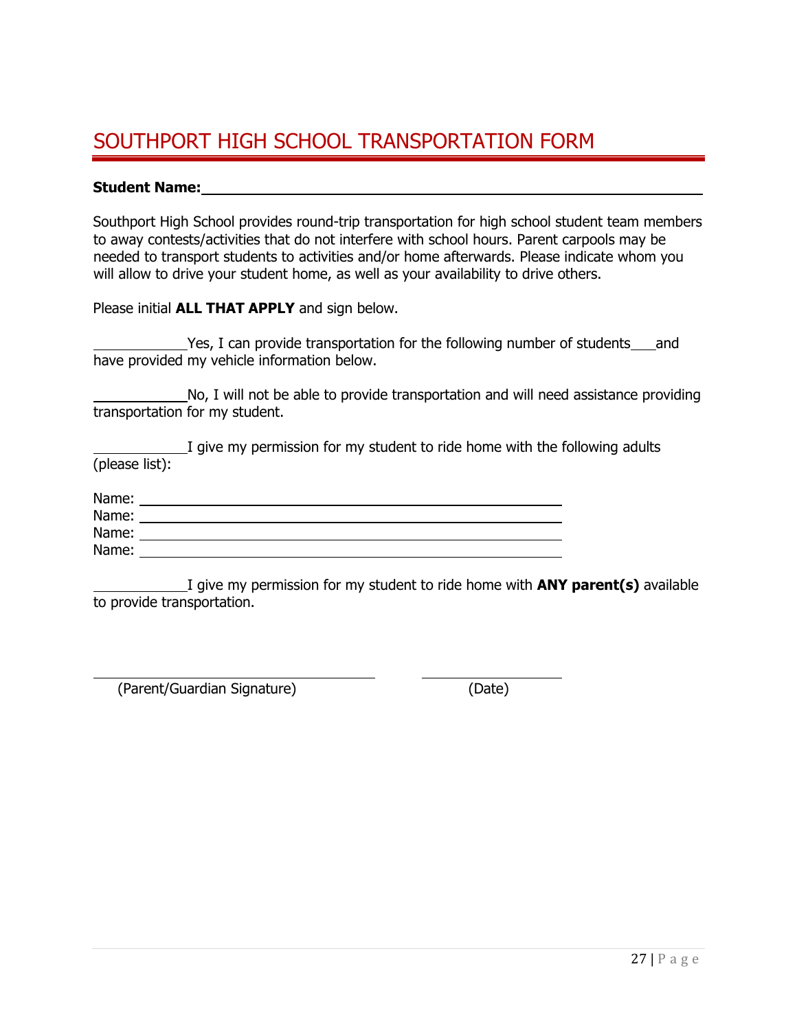# SOUTHPORT HIGH SCHOOL TRANSPORTATION FORM

**Student Name:**\_\_\_\_\_\_\_\_\_\_\_\_\_\_\_\_\_\_\_\_\_\_\_\_\_\_\_\_\_\_\_\_\_\_\_\_\_\_\_\_\_\_\_\_\_\_\_\_

Southport High School provides round-trip transportation for high school student team members to away contests/activities that do not interfere with school hours. Parent carpools may be needed to transport students to activities and/or home afterwards. Please indicate whom you will allow to drive your student home, as well as your availability to drive others.

Please initial **ALL THAT APPLY** and sign below.

\_\_\_\_\_\_\_\_\_\_Yes, I can provide transportation for the following number of students\_\_\_and have provided my vehicle information below.

\_\_\_\_\_\_\_\_\_\_No, I will not be able to provide transportation and will need assistance providing transportation for my student.

\_\_\_\_\_\_\_\_\_\_I give my permission for my student to ride home with the following adults (please list):

Name: \_\_\_\_\_\_\_\_\_\_\_\_\_\_\_\_\_\_\_\_\_\_\_\_\_\_\_\_\_\_\_\_\_\_\_\_\_\_\_\_\_\_\_\_
Name: \_\_\_\_\_\_\_\_\_\_\_\_\_\_\_\_\_\_\_\_\_\_\_\_\_\_\_\_\_\_\_\_\_\_\_\_\_\_\_\_\_\_\_\_
Name: \_\_\_\_\_\_\_\_\_\_\_\_\_\_\_\_\_\_\_\_\_\_\_\_\_\_\_\_\_\_\_\_\_\_\_\_\_\_\_\_\_\_\_\_
Name: \_\_\_\_\_\_\_\_\_\_\_\_\_\_\_\_\_\_\_\_\_\_\_\_\_\_\_\_\_\_\_\_\_\_\_\_\_\_\_\_\_\_\_\_

\_\_\_\_\_\_\_\_\_\_I give my permission for my student to ride home with **ANY parent(s)** available to provide transportation.

\_\_\_\_\_\_\_\_\_\_\_\_\_\_\_\_\_\_\_\_\_\_\_\_\_\_\_\_\_\_ \_\_\_\_\_\_\_\_\_\_\_\_\_\_\_\_
(Parent/Guardian Signature) (Date)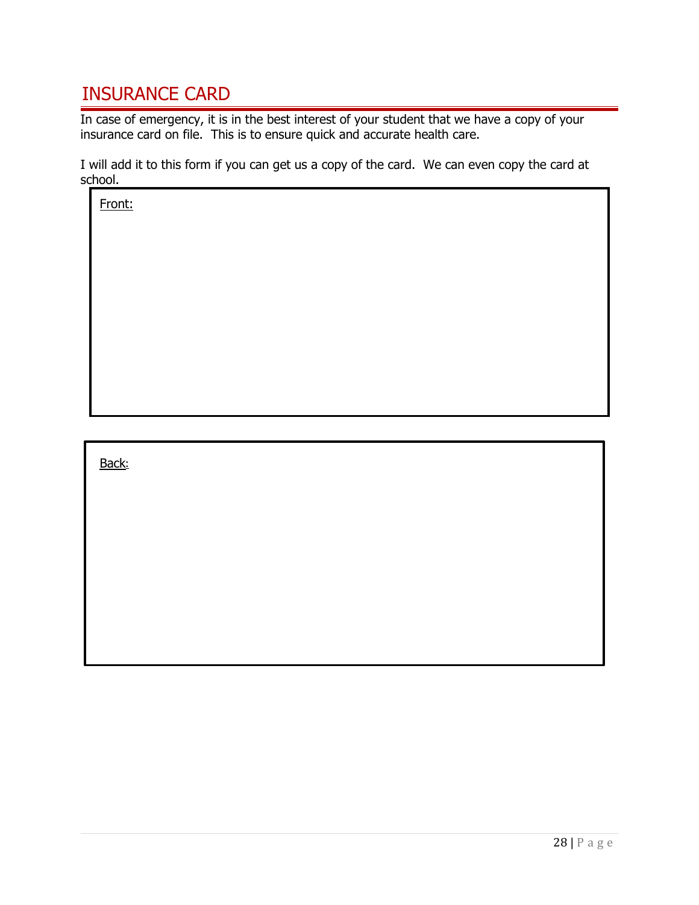# INSURANCE CARD

In case of emergency, it is in the best interest of your student that we have a copy of your insurance card on file. This is to ensure quick and accurate health care.

I will add it to this form if you can get us a copy of the card. We can even copy the card at school.

Front:

Back: